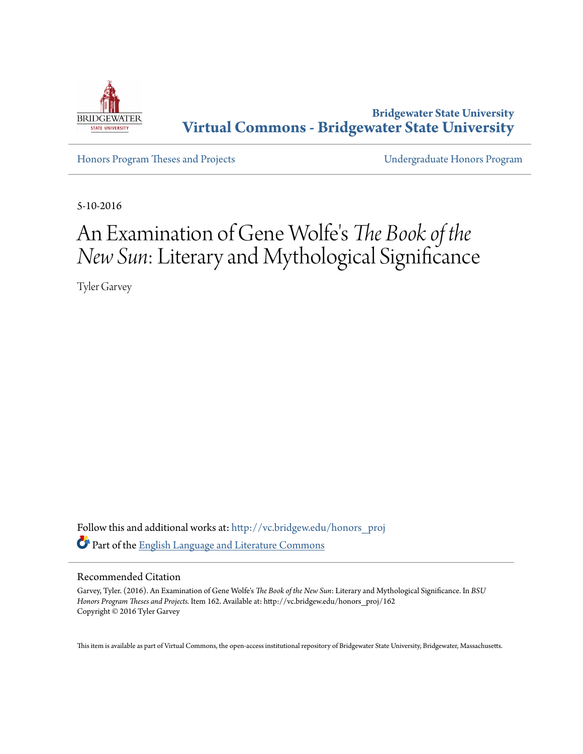Bridgewater State University
**Virtual Commons - Bridgewater State University**

Honors Program Theses and Projects | Undergraduate Honors Program

5-10-2016

# An Examination of Gene Wolfe's *The Book of the New Sun*: Literary and Mythological Significance

Tyler Garvey

Follow this and additional works at: http://vc.bridgew.edu/honors_proj

Part of the English Language and Literature Commons

## Recommended Citation

Garvey, Tyler. (2016). An Examination of Gene Wolfe's *The Book of the New Sun*: Literary and Mythological Significance. In *BSU Honors Program Theses and Projects.* Item 162. Available at: http://vc.bridgew.edu/honors_proj/162
Copyright © 2016 Tyler Garvey

This item is available as part of Virtual Commons, the open-access institutional repository of Bridgewater State University, Bridgewater, Massachusetts.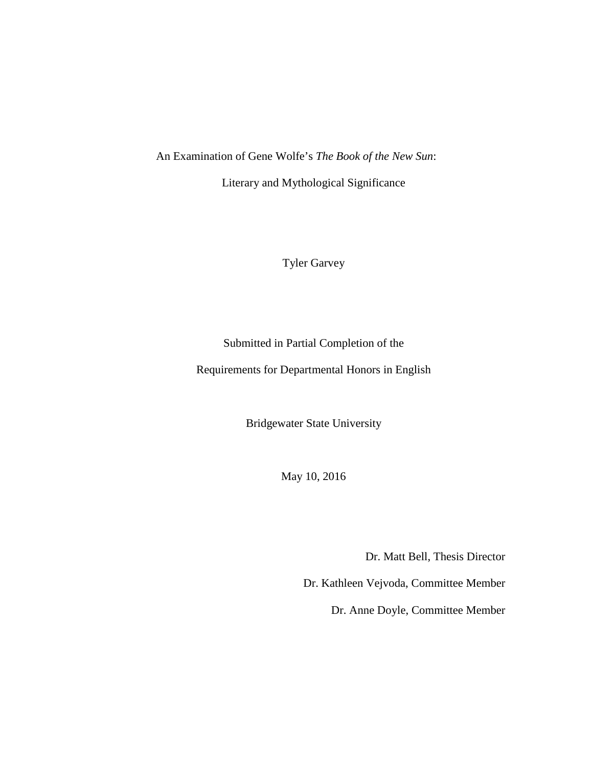# An Examination of Gene Wolfe's *The Book of the New Sun*:

# Literary and Mythological Significance

Tyler Garvey

Submitted in Partial Completion of the

Requirements for Departmental Honors in English

Bridgewater State University

May 10, 2016

Dr. Matt Bell, Thesis Director

Dr. Kathleen Vejvoda, Committee Member

Dr. Anne Doyle, Committee Member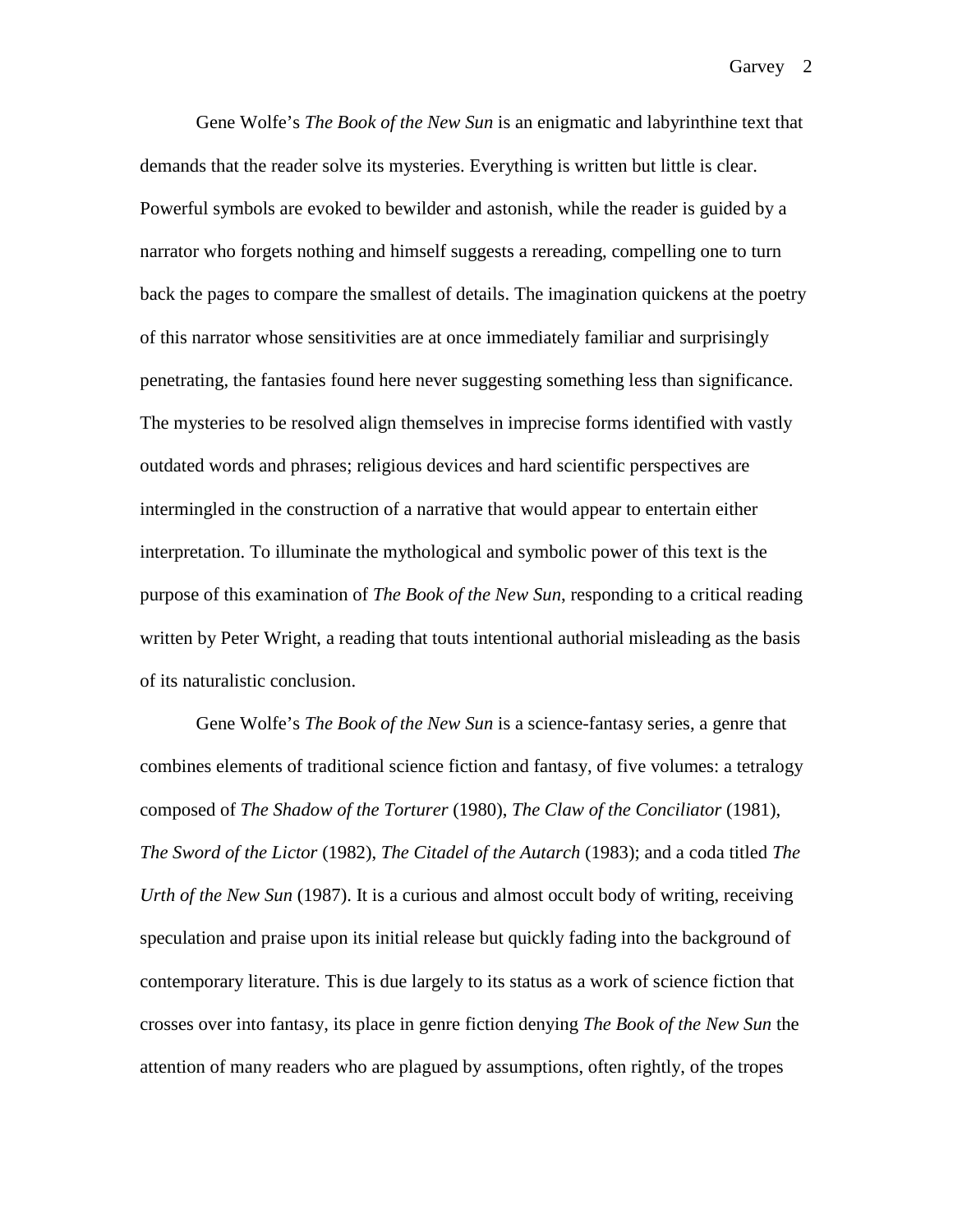Gene Wolfe's *The Book of the New Sun* is an enigmatic and labyrinthine text that demands that the reader solve its mysteries. Everything is written but little is clear. Powerful symbols are evoked to bewilder and astonish, while the reader is guided by a narrator who forgets nothing and himself suggests a rereading, compelling one to turn back the pages to compare the smallest of details. The imagination quickens at the poetry of this narrator whose sensitivities are at once immediately familiar and surprisingly penetrating, the fantasies found here never suggesting something less than significance. The mysteries to be resolved align themselves in imprecise forms identified with vastly outdated words and phrases; religious devices and hard scientific perspectives are intermingled in the construction of a narrative that would appear to entertain either interpretation. To illuminate the mythological and symbolic power of this text is the purpose of this examination of *The Book of the New Sun*, responding to a critical reading written by Peter Wright, a reading that touts intentional authorial misleading as the basis of its naturalistic conclusion.

Gene Wolfe's *The Book of the New Sun* is a science-fantasy series, a genre that combines elements of traditional science fiction and fantasy, of five volumes: a tetralogy composed of *The Shadow of the Torturer* (1980), *The Claw of the Conciliator* (1981), *The Sword of the Lictor* (1982), *The Citadel of the Autarch* (1983); and a coda titled *The Urth of the New Sun* (1987). It is a curious and almost occult body of writing, receiving speculation and praise upon its initial release but quickly fading into the background of contemporary literature. This is due largely to its status as a work of science fiction that crosses over into fantasy, its place in genre fiction denying *The Book of the New Sun* the attention of many readers who are plagued by assumptions, often rightly, of the tropes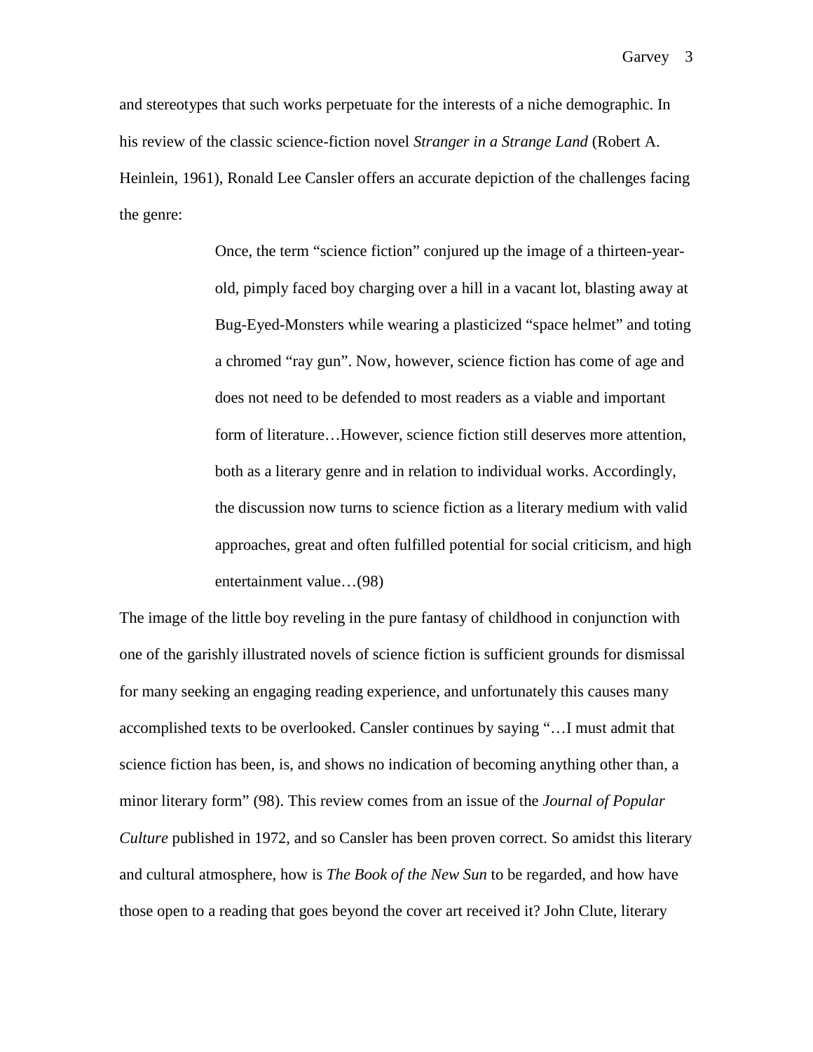and stereotypes that such works perpetuate for the interests of a niche demographic. In his review of the classic science-fiction novel *Stranger in a Strange Land* (Robert A. Heinlein, 1961), Ronald Lee Cansler offers an accurate depiction of the challenges facing the genre:

> Once, the term "science fiction" conjured up the image of a thirteen-year-old, pimply faced boy charging over a hill in a vacant lot, blasting away at Bug-Eyed-Monsters while wearing a plasticized "space helmet" and toting a chromed "ray gun". Now, however, science fiction has come of age and does not need to be defended to most readers as a viable and important form of literature…However, science fiction still deserves more attention, both as a literary genre and in relation to individual works. Accordingly, the discussion now turns to science fiction as a literary medium with valid approaches, great and often fulfilled potential for social criticism, and high entertainment value…(98)

The image of the little boy reveling in the pure fantasy of childhood in conjunction with one of the garishly illustrated novels of science fiction is sufficient grounds for dismissal for many seeking an engaging reading experience, and unfortunately this causes many accomplished texts to be overlooked. Cansler continues by saying "…I must admit that science fiction has been, is, and shows no indication of becoming anything other than, a minor literary form" (98). This review comes from an issue of the *Journal of Popular Culture* published in 1972, and so Cansler has been proven correct. So amidst this literary and cultural atmosphere, how is *The Book of the New Sun* to be regarded, and how have those open to a reading that goes beyond the cover art received it? John Clute, literary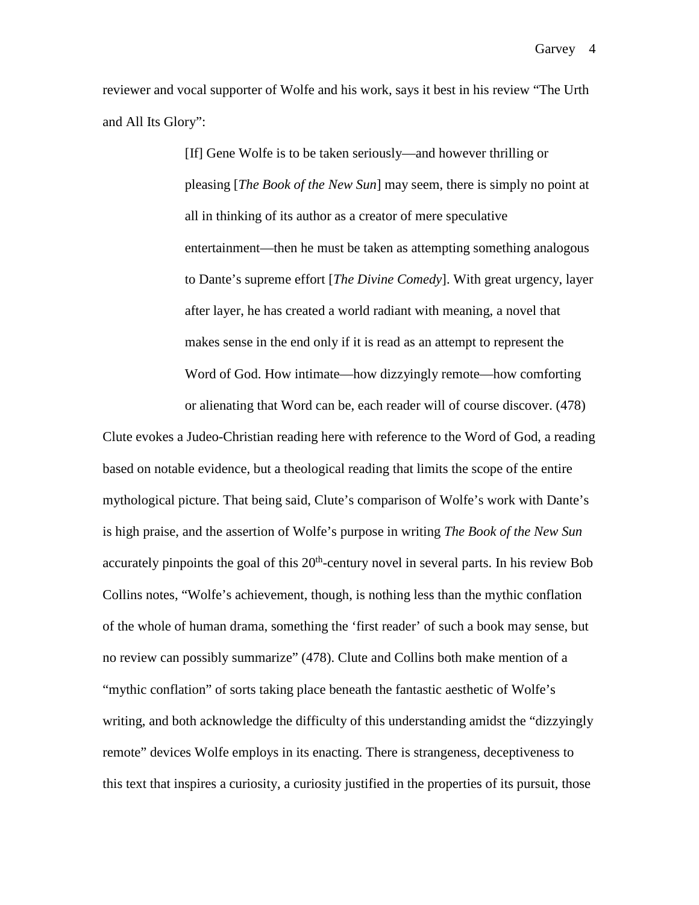reviewer and vocal supporter of Wolfe and his work, says it best in his review "The Urth and All Its Glory":

> [If] Gene Wolfe is to be taken seriously—and however thrilling or pleasing [*The Book of the New Sun*] may seem, there is simply no point at all in thinking of its author as a creator of mere speculative entertainment—then he must be taken as attempting something analogous to Dante's supreme effort [*The Divine Comedy*]. With great urgency, layer after layer, he has created a world radiant with meaning, a novel that makes sense in the end only if it is read as an attempt to represent the Word of God. How intimate—how dizzyingly remote—how comforting or alienating that Word can be, each reader will of course discover. (478)

Clute evokes a Judeo-Christian reading here with reference to the Word of God, a reading based on notable evidence, but a theological reading that limits the scope of the entire mythological picture. That being said, Clute's comparison of Wolfe's work with Dante's is high praise, and the assertion of Wolfe's purpose in writing *The Book of the New Sun* accurately pinpoints the goal of this 20th-century novel in several parts. In his review Bob Collins notes, "Wolfe's achievement, though, is nothing less than the mythic conflation of the whole of human drama, something the 'first reader' of such a book may sense, but no review can possibly summarize" (478). Clute and Collins both make mention of a "mythic conflation" of sorts taking place beneath the fantastic aesthetic of Wolfe's writing, and both acknowledge the difficulty of this understanding amidst the "dizzyingly remote" devices Wolfe employs in its enacting. There is strangeness, deceptiveness to this text that inspires a curiosity, a curiosity justified in the properties of its pursuit, those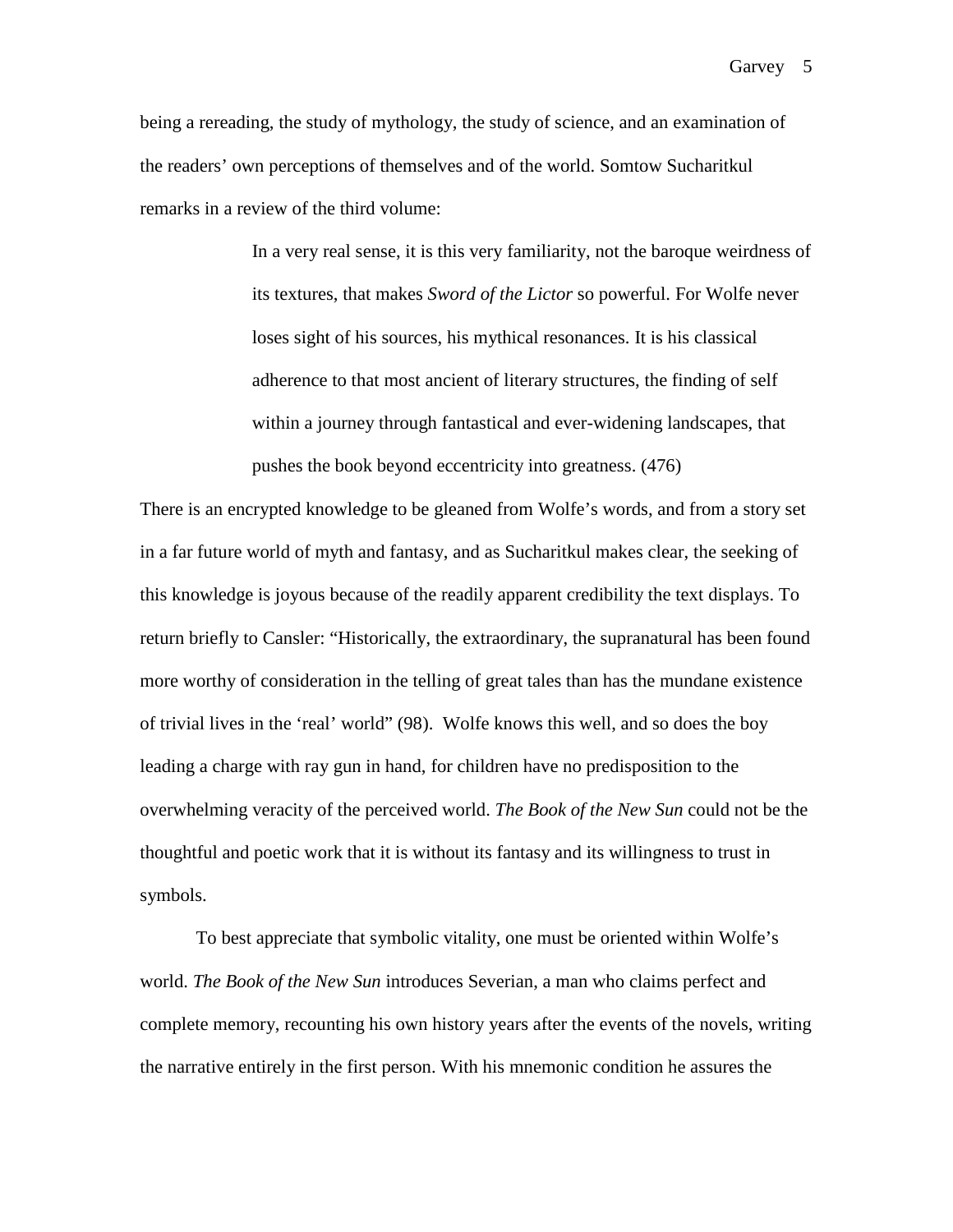being a rereading, the study of mythology, the study of science, and an examination of the readers' own perceptions of themselves and of the world. Somtow Sucharitkul remarks in a review of the third volume:

> In a very real sense, it is this very familiarity, not the baroque weirdness of its textures, that makes *Sword of the Lictor* so powerful. For Wolfe never loses sight of his sources, his mythical resonances. It is his classical adherence to that most ancient of literary structures, the finding of self within a journey through fantastical and ever-widening landscapes, that pushes the book beyond eccentricity into greatness. (476)

There is an encrypted knowledge to be gleaned from Wolfe's words, and from a story set in a far future world of myth and fantasy, and as Sucharitkul makes clear, the seeking of this knowledge is joyous because of the readily apparent credibility the text displays. To return briefly to Cansler: "Historically, the extraordinary, the supranatural has been found more worthy of consideration in the telling of great tales than has the mundane existence of trivial lives in the 'real' world" (98). Wolfe knows this well, and so does the boy leading a charge with ray gun in hand, for children have no predisposition to the overwhelming veracity of the perceived world. *The Book of the New Sun* could not be the thoughtful and poetic work that it is without its fantasy and its willingness to trust in symbols.

To best appreciate that symbolic vitality, one must be oriented within Wolfe's world. *The Book of the New Sun* introduces Severian, a man who claims perfect and complete memory, recounting his own history years after the events of the novels, writing the narrative entirely in the first person. With his mnemonic condition he assures the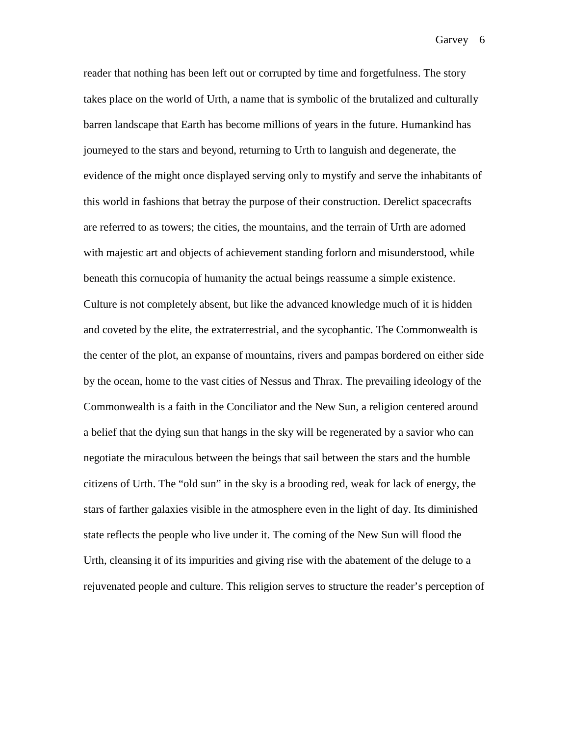reader that nothing has been left out or corrupted by time and forgetfulness. The story takes place on the world of Urth, a name that is symbolic of the brutalized and culturally barren landscape that Earth has become millions of years in the future. Humankind has journeyed to the stars and beyond, returning to Urth to languish and degenerate, the evidence of the might once displayed serving only to mystify and serve the inhabitants of this world in fashions that betray the purpose of their construction. Derelict spacecrafts are referred to as towers; the cities, the mountains, and the terrain of Urth are adorned with majestic art and objects of achievement standing forlorn and misunderstood, while beneath this cornucopia of humanity the actual beings reassume a simple existence. Culture is not completely absent, but like the advanced knowledge much of it is hidden and coveted by the elite, the extraterrestrial, and the sycophantic. The Commonwealth is the center of the plot, an expanse of mountains, rivers and pampas bordered on either side by the ocean, home to the vast cities of Nessus and Thrax. The prevailing ideology of the Commonwealth is a faith in the Conciliator and the New Sun, a religion centered around a belief that the dying sun that hangs in the sky will be regenerated by a savior who can negotiate the miraculous between the beings that sail between the stars and the humble citizens of Urth. The "old sun" in the sky is a brooding red, weak for lack of energy, the stars of farther galaxies visible in the atmosphere even in the light of day. Its diminished state reflects the people who live under it. The coming of the New Sun will flood the Urth, cleansing it of its impurities and giving rise with the abatement of the deluge to a rejuvenated people and culture. This religion serves to structure the reader's perception of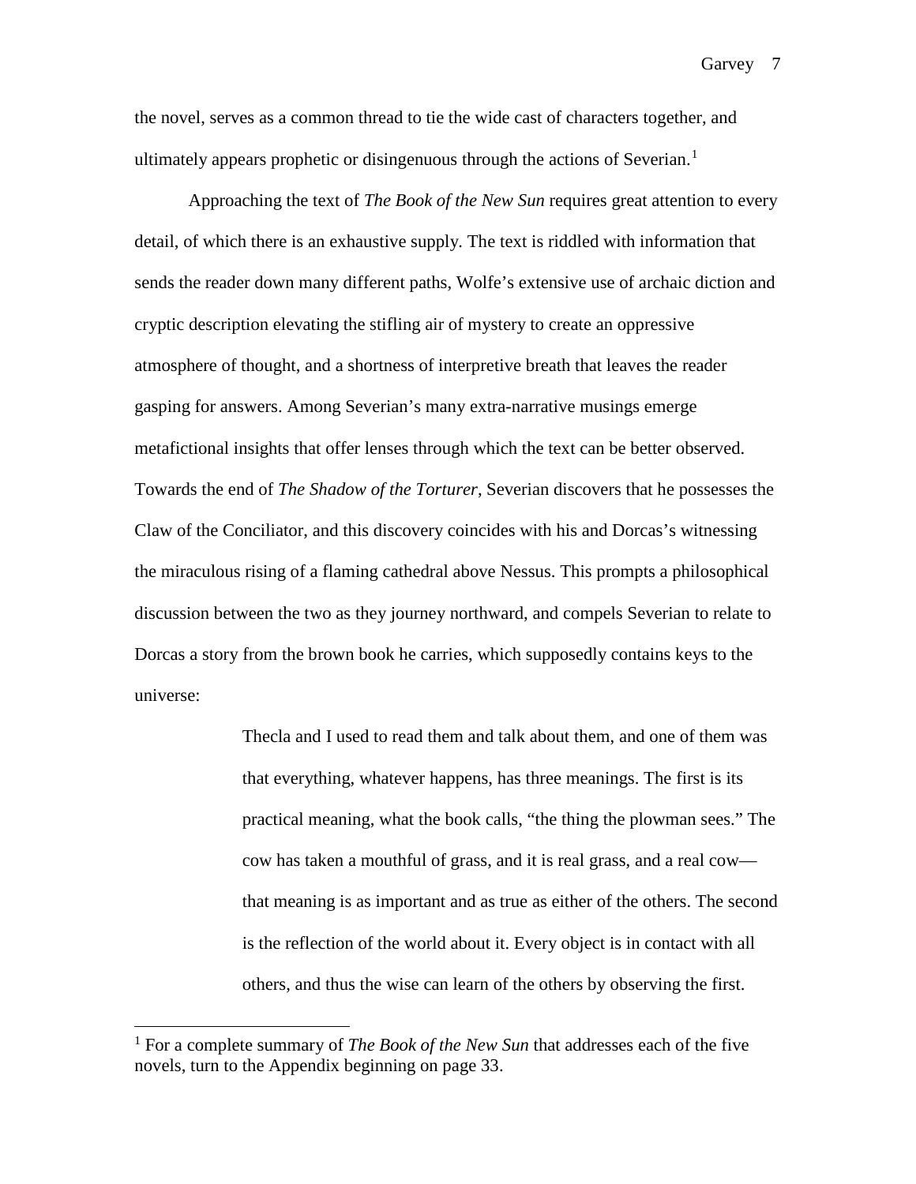the novel, serves as a common thread to tie the wide cast of characters together, and ultimately appears prophetic or disingenuous through the actions of Severian.[1]

Approaching the text of *The Book of the New Sun* requires great attention to every detail, of which there is an exhaustive supply. The text is riddled with information that sends the reader down many different paths, Wolfe's extensive use of archaic diction and cryptic description elevating the stifling air of mystery to create an oppressive atmosphere of thought, and a shortness of interpretive breath that leaves the reader gasping for answers. Among Severian's many extra-narrative musings emerge metafictional insights that offer lenses through which the text can be better observed. Towards the end of *The Shadow of the Torturer*, Severian discovers that he possesses the Claw of the Conciliator, and this discovery coincides with his and Dorcas's witnessing the miraculous rising of a flaming cathedral above Nessus. This prompts a philosophical discussion between the two as they journey northward, and compels Severian to relate to Dorcas a story from the brown book he carries, which supposedly contains keys to the universe:

> Thecla and I used to read them and talk about them, and one of them was that everything, whatever happens, has three meanings. The first is its practical meaning, what the book calls, "the thing the plowman sees." The cow has taken a mouthful of grass, and it is real grass, and a real cow—that meaning is as important and as true as either of the others. The second is the reflection of the world about it. Every object is in contact with all others, and thus the wise can learn of the others by observing the first.

---

[1] For a complete summary of *The Book of the New Sun* that addresses each of the five novels, turn to the Appendix beginning on page 33.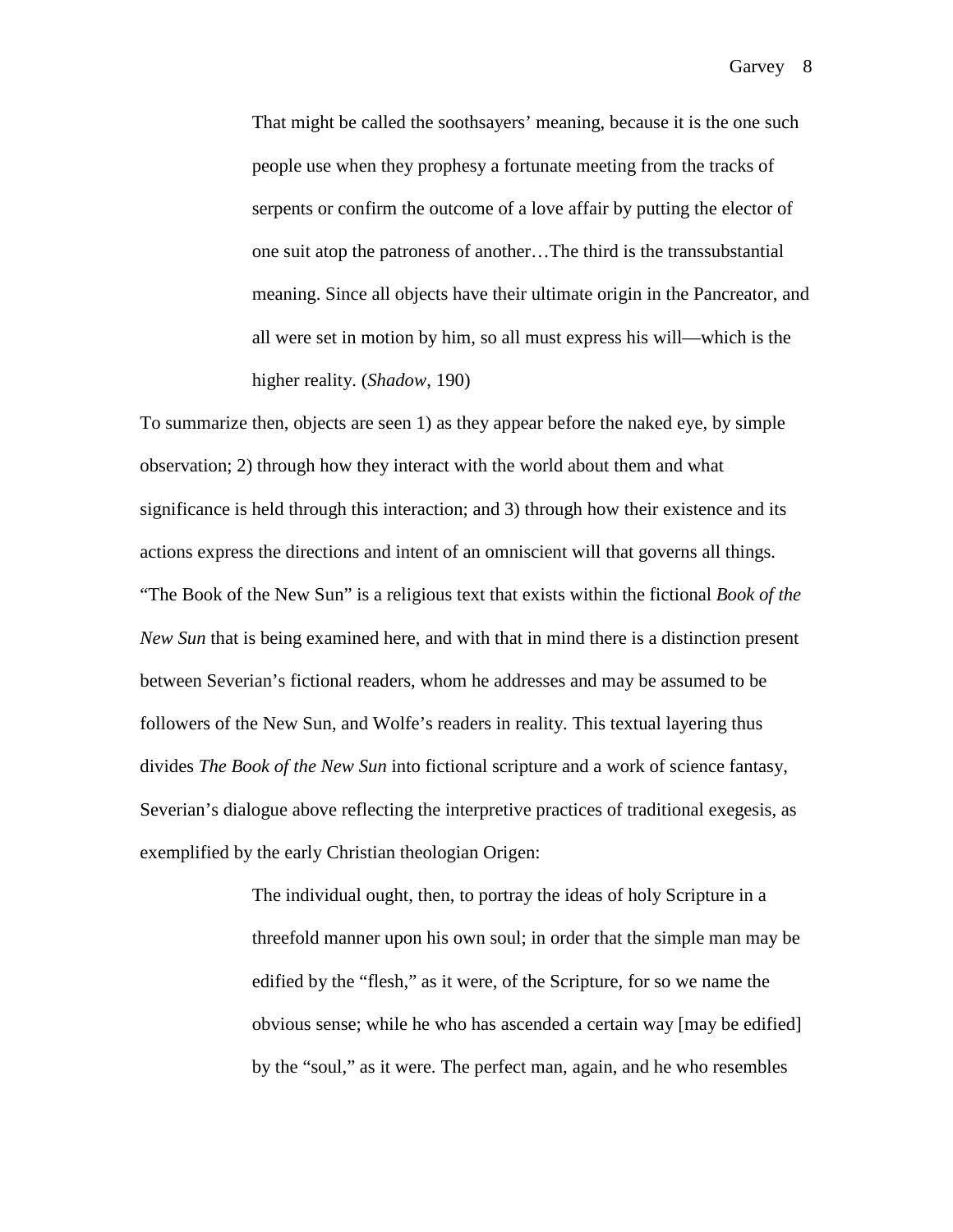> That might be called the soothsayers' meaning, because it is the one such people use when they prophesy a fortunate meeting from the tracks of serpents or confirm the outcome of a love affair by putting the elector of one suit atop the patroness of another…The third is the transsubstantial meaning. Since all objects have their ultimate origin in the Pancreator, and all were set in motion by him, so all must express his will—which is the higher reality. (*Shadow*, 190)

To summarize then, objects are seen 1) as they appear before the naked eye, by simple observation; 2) through how they interact with the world about them and what significance is held through this interaction; and 3) through how their existence and its actions express the directions and intent of an omniscient will that governs all things. "The Book of the New Sun" is a religious text that exists within the fictional *Book of the New Sun* that is being examined here, and with that in mind there is a distinction present between Severian's fictional readers, whom he addresses and may be assumed to be followers of the New Sun, and Wolfe's readers in reality. This textual layering thus divides *The Book of the New Sun* into fictional scripture and a work of science fantasy, Severian's dialogue above reflecting the interpretive practices of traditional exegesis, as exemplified by the early Christian theologian Origen:

> The individual ought, then, to portray the ideas of holy Scripture in a threefold manner upon his own soul; in order that the simple man may be edified by the "flesh," as it were, of the Scripture, for so we name the obvious sense; while he who has ascended a certain way [may be edified] by the "soul," as it were. The perfect man, again, and he who resembles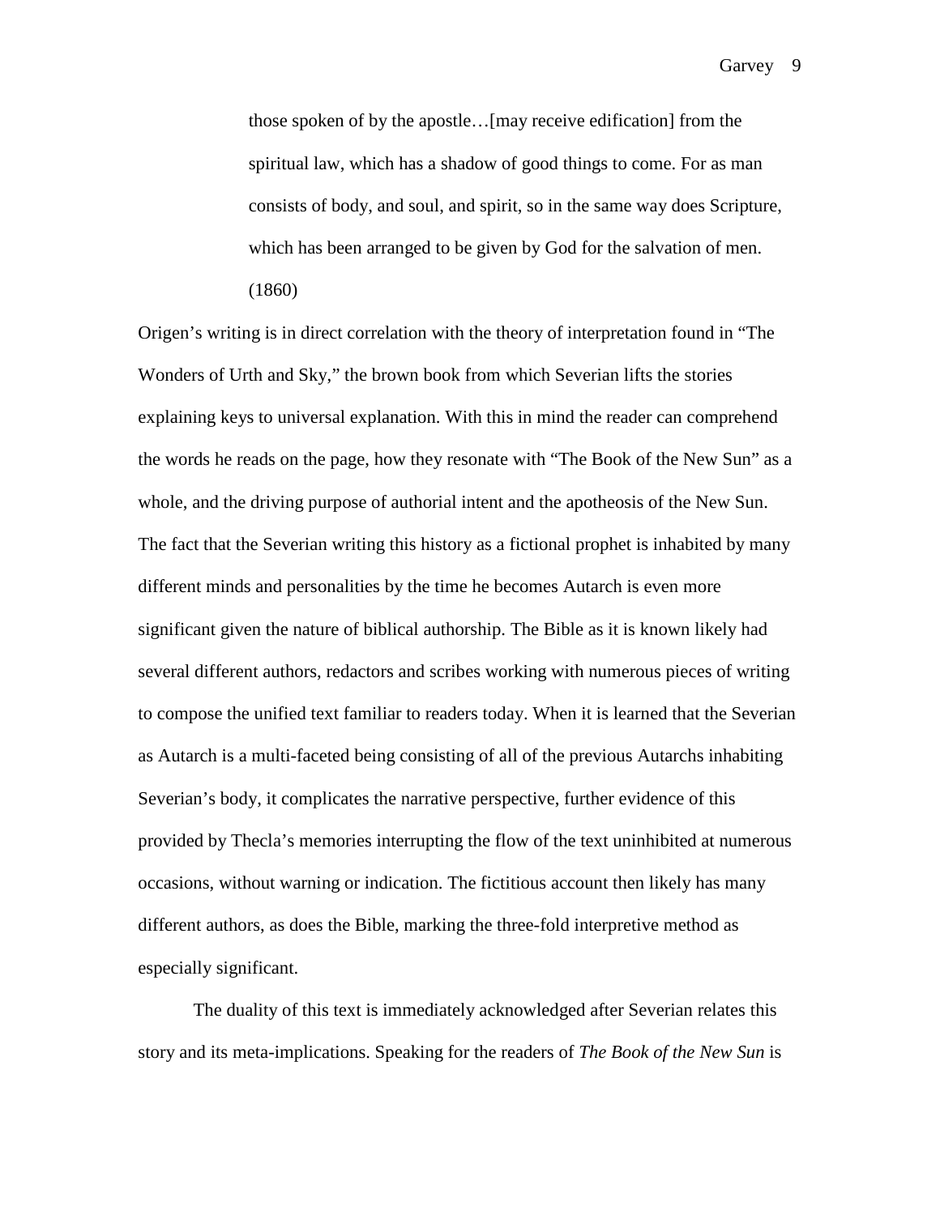> those spoken of by the apostle…[may receive edification] from the spiritual law, which has a shadow of good things to come. For as man consists of body, and soul, and spirit, so in the same way does Scripture, which has been arranged to be given by God for the salvation of men. (1860)

Origen's writing is in direct correlation with the theory of interpretation found in "The Wonders of Urth and Sky," the brown book from which Severian lifts the stories explaining keys to universal explanation. With this in mind the reader can comprehend the words he reads on the page, how they resonate with "The Book of the New Sun" as a whole, and the driving purpose of authorial intent and the apotheosis of the New Sun. The fact that the Severian writing this history as a fictional prophet is inhabited by many different minds and personalities by the time he becomes Autarch is even more significant given the nature of biblical authorship. The Bible as it is known likely had several different authors, redactors and scribes working with numerous pieces of writing to compose the unified text familiar to readers today. When it is learned that the Severian as Autarch is a multi-faceted being consisting of all of the previous Autarchs inhabiting Severian's body, it complicates the narrative perspective, further evidence of this provided by Thecla's memories interrupting the flow of the text uninhibited at numerous occasions, without warning or indication. The fictitious account then likely has many different authors, as does the Bible, marking the three-fold interpretive method as especially significant.

The duality of this text is immediately acknowledged after Severian relates this story and its meta-implications. Speaking for the readers of *The Book of the New Sun* is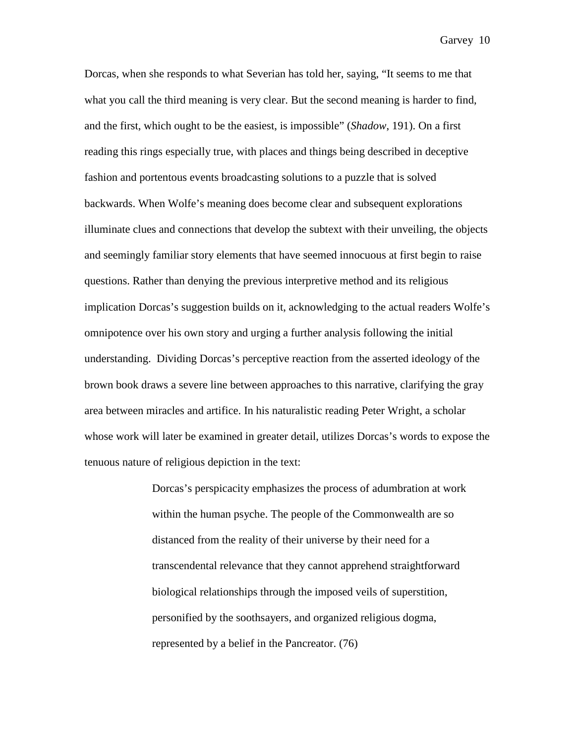Dorcas, when she responds to what Severian has told her, saying, "It seems to me that what you call the third meaning is very clear. But the second meaning is harder to find, and the first, which ought to be the easiest, is impossible" (*Shadow*, 191). On a first reading this rings especially true, with places and things being described in deceptive fashion and portentous events broadcasting solutions to a puzzle that is solved backwards. When Wolfe's meaning does become clear and subsequent explorations illuminate clues and connections that develop the subtext with their unveiling, the objects and seemingly familiar story elements that have seemed innocuous at first begin to raise questions. Rather than denying the previous interpretive method and its religious implication Dorcas's suggestion builds on it, acknowledging to the actual readers Wolfe's omnipotence over his own story and urging a further analysis following the initial understanding. Dividing Dorcas's perceptive reaction from the asserted ideology of the brown book draws a severe line between approaches to this narrative, clarifying the gray area between miracles and artifice. In his naturalistic reading Peter Wright, a scholar whose work will later be examined in greater detail, utilizes Dorcas's words to expose the tenuous nature of religious depiction in the text:

> Dorcas's perspicacity emphasizes the process of adumbration at work within the human psyche. The people of the Commonwealth are so distanced from the reality of their universe by their need for a transcendental relevance that they cannot apprehend straightforward biological relationships through the imposed veils of superstition, personified by the soothsayers, and organized religious dogma, represented by a belief in the Pancreator. (76)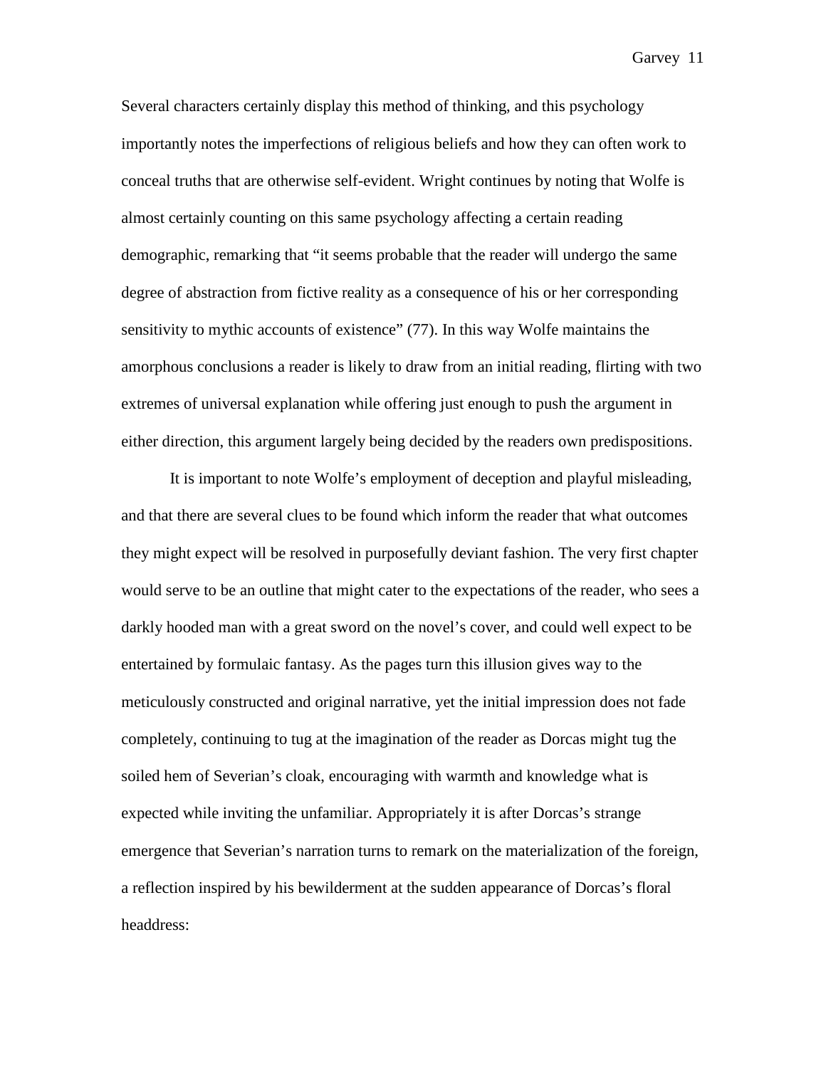Several characters certainly display this method of thinking, and this psychology importantly notes the imperfections of religious beliefs and how they can often work to conceal truths that are otherwise self-evident. Wright continues by noting that Wolfe is almost certainly counting on this same psychology affecting a certain reading demographic, remarking that "it seems probable that the reader will undergo the same degree of abstraction from fictive reality as a consequence of his or her corresponding sensitivity to mythic accounts of existence" (77). In this way Wolfe maintains the amorphous conclusions a reader is likely to draw from an initial reading, flirting with two extremes of universal explanation while offering just enough to push the argument in either direction, this argument largely being decided by the readers own predispositions.

It is important to note Wolfe's employment of deception and playful misleading, and that there are several clues to be found which inform the reader that what outcomes they might expect will be resolved in purposefully deviant fashion. The very first chapter would serve to be an outline that might cater to the expectations of the reader, who sees a darkly hooded man with a great sword on the novel's cover, and could well expect to be entertained by formulaic fantasy. As the pages turn this illusion gives way to the meticulously constructed and original narrative, yet the initial impression does not fade completely, continuing to tug at the imagination of the reader as Dorcas might tug the soiled hem of Severian's cloak, encouraging with warmth and knowledge what is expected while inviting the unfamiliar. Appropriately it is after Dorcas's strange emergence that Severian's narration turns to remark on the materialization of the foreign, a reflection inspired by his bewilderment at the sudden appearance of Dorcas's floral headdress: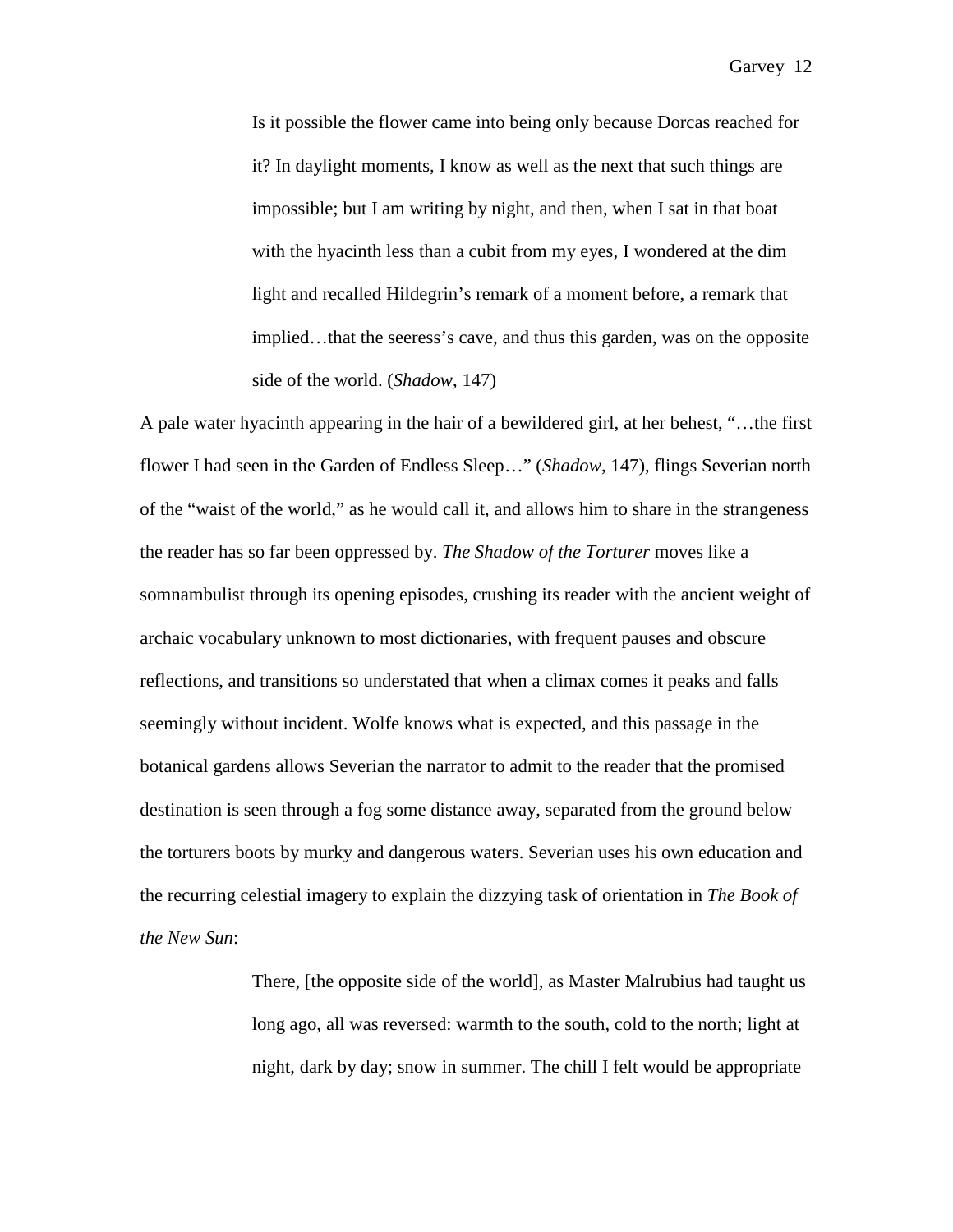> Is it possible the flower came into being only because Dorcas reached for it? In daylight moments, I know as well as the next that such things are impossible; but I am writing by night, and then, when I sat in that boat with the hyacinth less than a cubit from my eyes, I wondered at the dim light and recalled Hildegrin's remark of a moment before, a remark that implied…that the seeress's cave, and thus this garden, was on the opposite side of the world. (*Shadow*, 147)

A pale water hyacinth appearing in the hair of a bewildered girl, at her behest, "…the first flower I had seen in the Garden of Endless Sleep…" (*Shadow*, 147), flings Severian north of the "waist of the world," as he would call it, and allows him to share in the strangeness the reader has so far been oppressed by. *The Shadow of the Torturer* moves like a somnambulist through its opening episodes, crushing its reader with the ancient weight of archaic vocabulary unknown to most dictionaries, with frequent pauses and obscure reflections, and transitions so understated that when a climax comes it peaks and falls seemingly without incident. Wolfe knows what is expected, and this passage in the botanical gardens allows Severian the narrator to admit to the reader that the promised destination is seen through a fog some distance away, separated from the ground below the torturers boots by murky and dangerous waters. Severian uses his own education and the recurring celestial imagery to explain the dizzying task of orientation in *The Book of the New Sun*:

> There, [the opposite side of the world], as Master Malrubius had taught us long ago, all was reversed: warmth to the south, cold to the north; light at night, dark by day; snow in summer. The chill I felt would be appropriate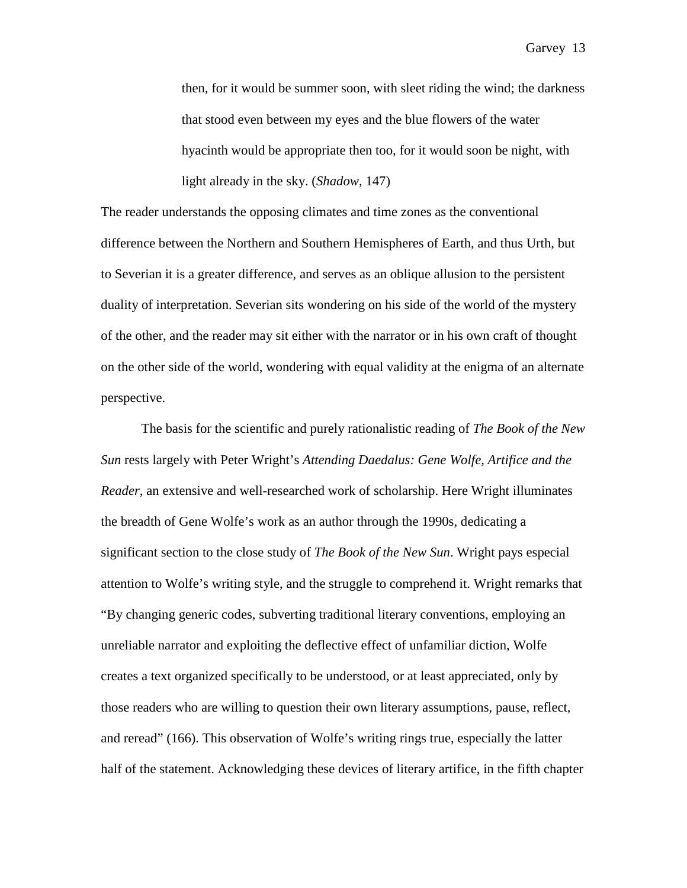> then, for it would be summer soon, with sleet riding the wind; the darkness that stood even between my eyes and the blue flowers of the water hyacinth would be appropriate then too, for it would soon be night, with light already in the sky. (*Shadow*, 147)

The reader understands the opposing climates and time zones as the conventional difference between the Northern and Southern Hemispheres of Earth, and thus Urth, but to Severian it is a greater difference, and serves as an oblique allusion to the persistent duality of interpretation. Severian sits wondering on his side of the world of the mystery of the other, and the reader may sit either with the narrator or in his own craft of thought on the other side of the world, wondering with equal validity at the enigma of an alternate perspective.

The basis for the scientific and purely rationalistic reading of *The Book of the New Sun* rests largely with Peter Wright's *Attending Daedalus: Gene Wolfe, Artifice and the Reader*, an extensive and well-researched work of scholarship. Here Wright illuminates the breadth of Gene Wolfe's work as an author through the 1990s, dedicating a significant section to the close study of *The Book of the New Sun*. Wright pays especial attention to Wolfe's writing style, and the struggle to comprehend it. Wright remarks that "By changing generic codes, subverting traditional literary conventions, employing an unreliable narrator and exploiting the deflective effect of unfamiliar diction, Wolfe creates a text organized specifically to be understood, or at least appreciated, only by those readers who are willing to question their own literary assumptions, pause, reflect, and reread" (166). This observation of Wolfe's writing rings true, especially the latter half of the statement. Acknowledging these devices of literary artifice, in the fifth chapter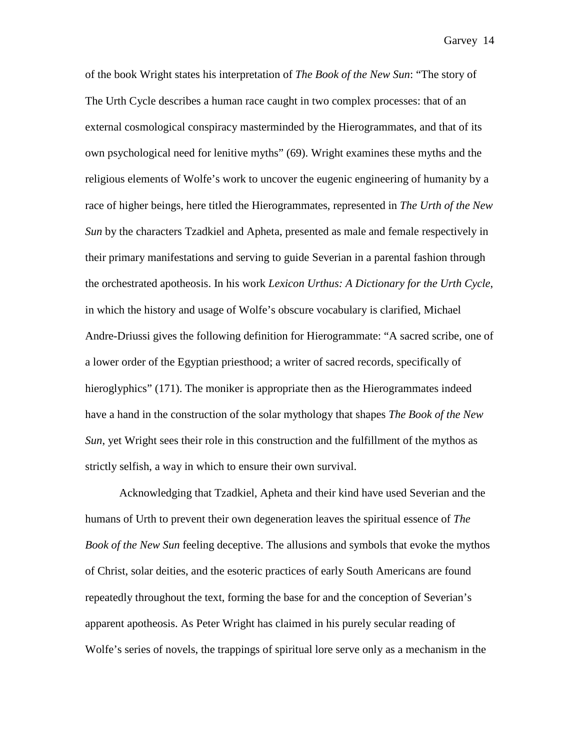of the book Wright states his interpretation of *The Book of the New Sun*: "The story of The Urth Cycle describes a human race caught in two complex processes: that of an external cosmological conspiracy masterminded by the Hierogrammates, and that of its own psychological need for lenitive myths" (69). Wright examines these myths and the religious elements of Wolfe's work to uncover the eugenic engineering of humanity by a race of higher beings, here titled the Hierogrammates, represented in *The Urth of the New Sun* by the characters Tzadkiel and Apheta, presented as male and female respectively in their primary manifestations and serving to guide Severian in a parental fashion through the orchestrated apotheosis. In his work *Lexicon Urthus: A Dictionary for the Urth Cycle*, in which the history and usage of Wolfe's obscure vocabulary is clarified, Michael Andre-Driussi gives the following definition for Hierogrammate: "A sacred scribe, one of a lower order of the Egyptian priesthood; a writer of sacred records, specifically of hieroglyphics" (171). The moniker is appropriate then as the Hierogrammates indeed have a hand in the construction of the solar mythology that shapes *The Book of the New Sun*, yet Wright sees their role in this construction and the fulfillment of the mythos as strictly selfish, a way in which to ensure their own survival.

Acknowledging that Tzadkiel, Apheta and their kind have used Severian and the humans of Urth to prevent their own degeneration leaves the spiritual essence of *The Book of the New Sun* feeling deceptive. The allusions and symbols that evoke the mythos of Christ, solar deities, and the esoteric practices of early South Americans are found repeatedly throughout the text, forming the base for and the conception of Severian's apparent apotheosis. As Peter Wright has claimed in his purely secular reading of Wolfe's series of novels, the trappings of spiritual lore serve only as a mechanism in the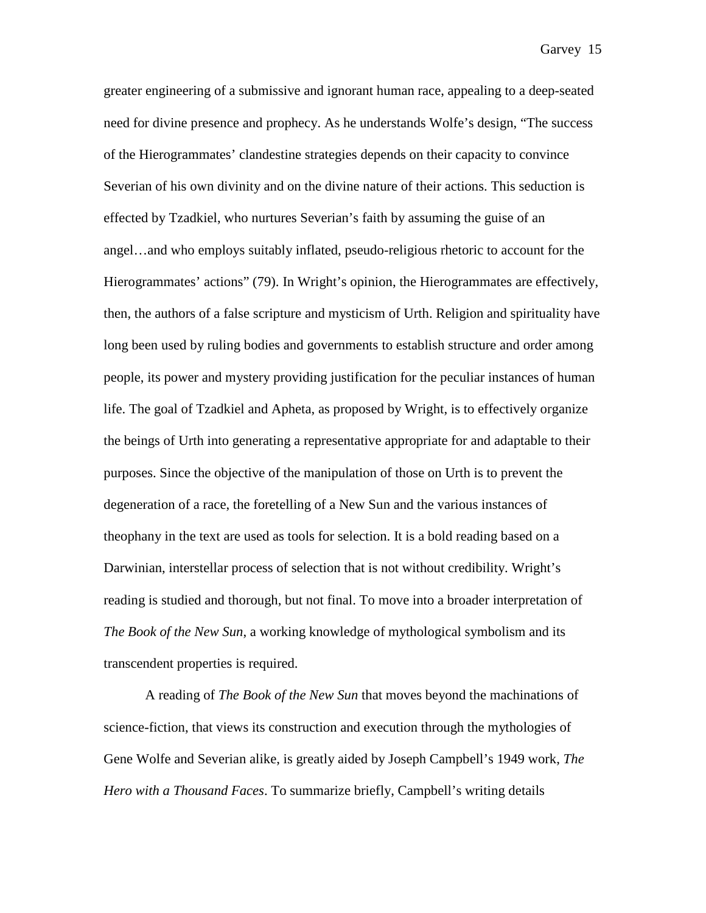greater engineering of a submissive and ignorant human race, appealing to a deep-seated need for divine presence and prophecy. As he understands Wolfe's design, "The success of the Hierogrammates' clandestine strategies depends on their capacity to convince Severian of his own divinity and on the divine nature of their actions. This seduction is effected by Tzadkiel, who nurtures Severian's faith by assuming the guise of an angel…and who employs suitably inflated, pseudo-religious rhetoric to account for the Hierogrammates' actions" (79). In Wright's opinion, the Hierogrammates are effectively, then, the authors of a false scripture and mysticism of Urth. Religion and spirituality have long been used by ruling bodies and governments to establish structure and order among people, its power and mystery providing justification for the peculiar instances of human life. The goal of Tzadkiel and Apheta, as proposed by Wright, is to effectively organize the beings of Urth into generating a representative appropriate for and adaptable to their purposes. Since the objective of the manipulation of those on Urth is to prevent the degeneration of a race, the foretelling of a New Sun and the various instances of theophany in the text are used as tools for selection. It is a bold reading based on a Darwinian, interstellar process of selection that is not without credibility. Wright's reading is studied and thorough, but not final. To move into a broader interpretation of *The Book of the New Sun*, a working knowledge of mythological symbolism and its transcendent properties is required.

A reading of *The Book of the New Sun* that moves beyond the machinations of science-fiction, that views its construction and execution through the mythologies of Gene Wolfe and Severian alike, is greatly aided by Joseph Campbell's 1949 work, *The Hero with a Thousand Faces*. To summarize briefly, Campbell's writing details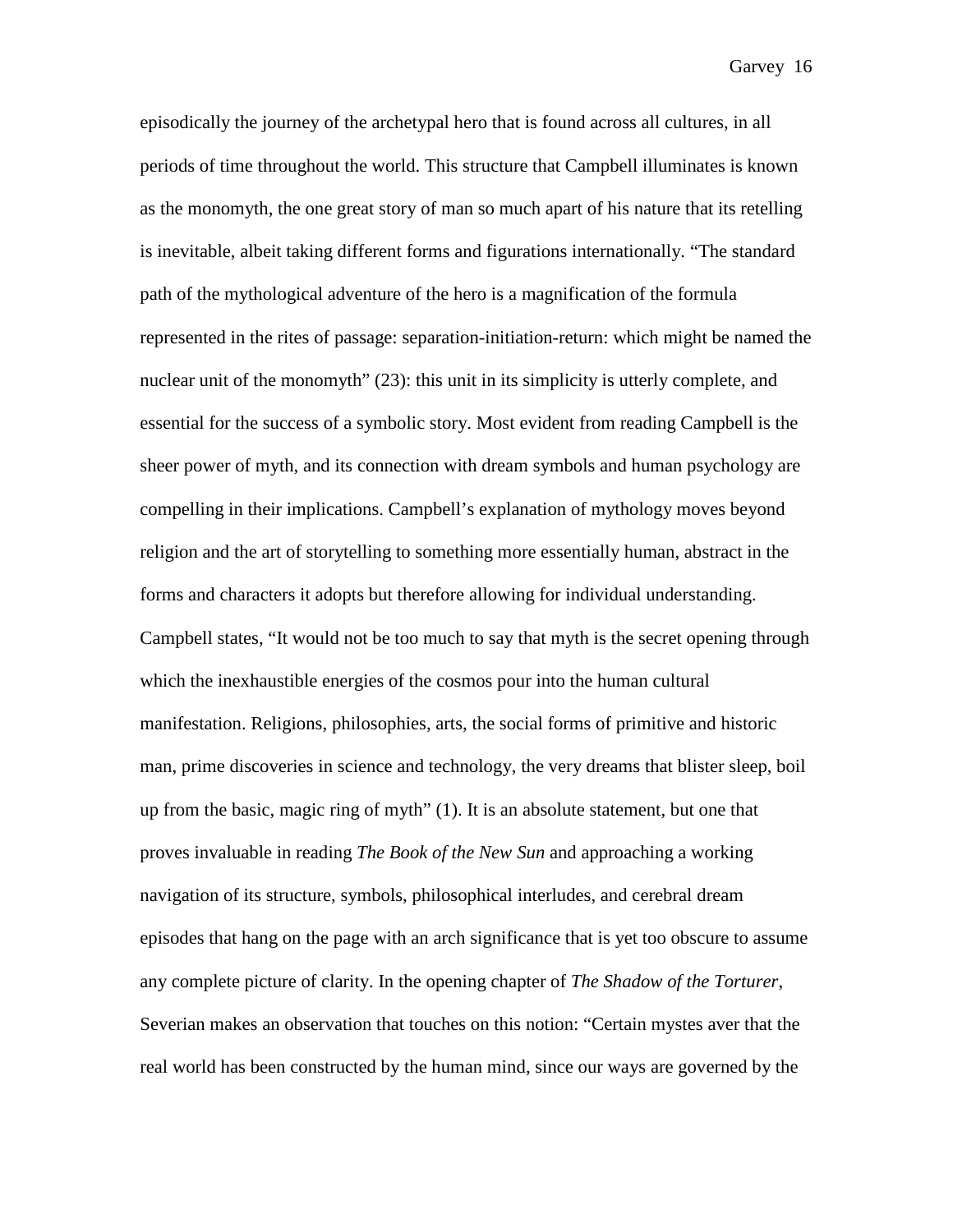episodically the journey of the archetypal hero that is found across all cultures, in all periods of time throughout the world. This structure that Campbell illuminates is known as the monomyth, the one great story of man so much apart of his nature that its retelling is inevitable, albeit taking different forms and figurations internationally. "The standard path of the mythological adventure of the hero is a magnification of the formula represented in the rites of passage: separation-initiation-return: which might be named the nuclear unit of the monomyth" (23): this unit in its simplicity is utterly complete, and essential for the success of a symbolic story. Most evident from reading Campbell is the sheer power of myth, and its connection with dream symbols and human psychology are compelling in their implications. Campbell's explanation of mythology moves beyond religion and the art of storytelling to something more essentially human, abstract in the forms and characters it adopts but therefore allowing for individual understanding. Campbell states, "It would not be too much to say that myth is the secret opening through which the inexhaustible energies of the cosmos pour into the human cultural manifestation. Religions, philosophies, arts, the social forms of primitive and historic man, prime discoveries in science and technology, the very dreams that blister sleep, boil up from the basic, magic ring of myth" (1). It is an absolute statement, but one that proves invaluable in reading *The Book of the New Sun* and approaching a working navigation of its structure, symbols, philosophical interludes, and cerebral dream episodes that hang on the page with an arch significance that is yet too obscure to assume any complete picture of clarity. In the opening chapter of *The Shadow of the Torturer*, Severian makes an observation that touches on this notion: "Certain mystes aver that the real world has been constructed by the human mind, since our ways are governed by the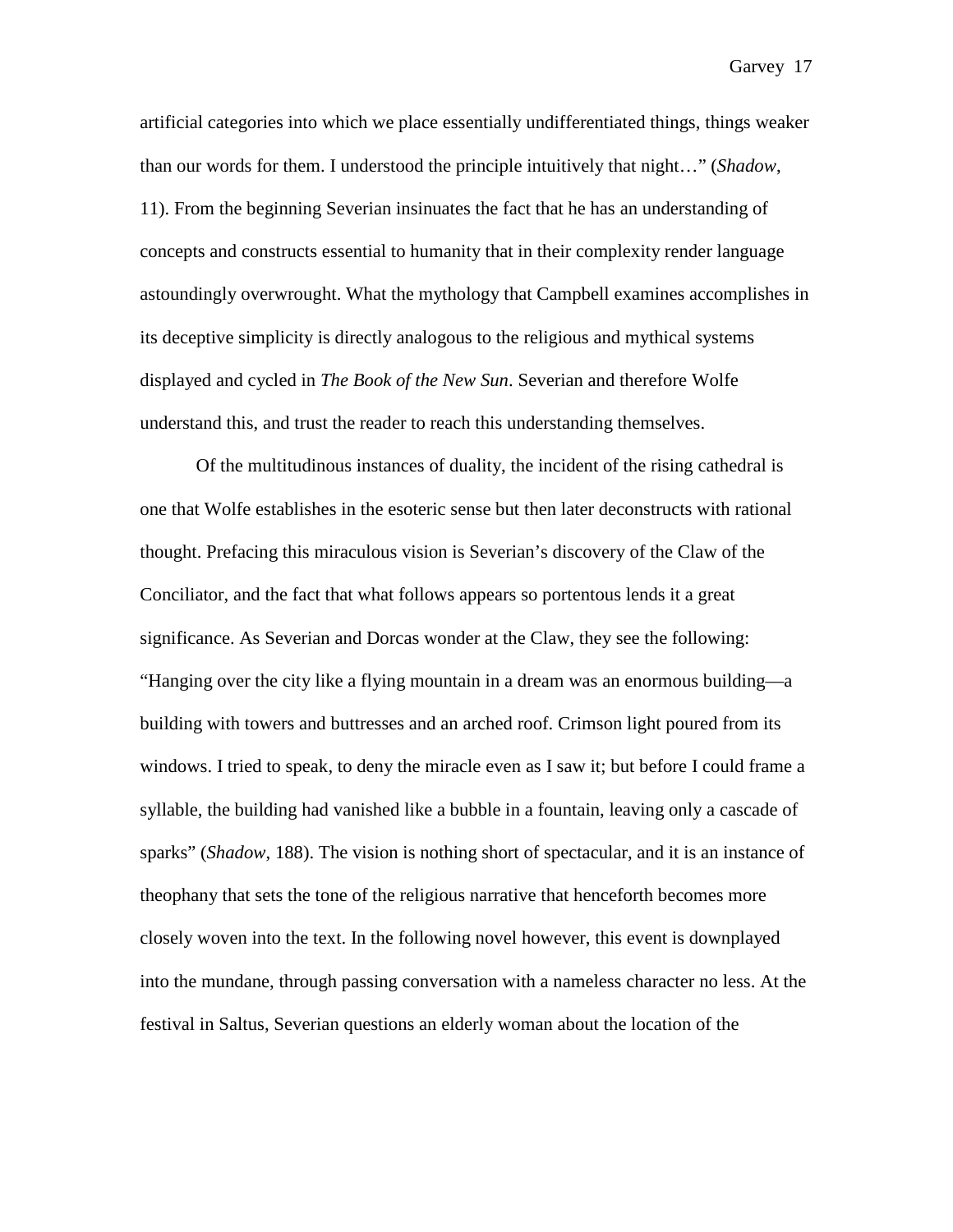artificial categories into which we place essentially undifferentiated things, things weaker than our words for them. I understood the principle intuitively that night…" (*Shadow*, 11). From the beginning Severian insinuates the fact that he has an understanding of concepts and constructs essential to humanity that in their complexity render language astoundingly overwrought. What the mythology that Campbell examines accomplishes in its deceptive simplicity is directly analogous to the religious and mythical systems displayed and cycled in *The Book of the New Sun*. Severian and therefore Wolfe understand this, and trust the reader to reach this understanding themselves.

Of the multitudinous instances of duality, the incident of the rising cathedral is one that Wolfe establishes in the esoteric sense but then later deconstructs with rational thought. Prefacing this miraculous vision is Severian's discovery of the Claw of the Conciliator, and the fact that what follows appears so portentous lends it a great significance. As Severian and Dorcas wonder at the Claw, they see the following: "Hanging over the city like a flying mountain in a dream was an enormous building—a building with towers and buttresses and an arched roof. Crimson light poured from its windows. I tried to speak, to deny the miracle even as I saw it; but before I could frame a syllable, the building had vanished like a bubble in a fountain, leaving only a cascade of sparks" (*Shadow*, 188). The vision is nothing short of spectacular, and it is an instance of theophany that sets the tone of the religious narrative that henceforth becomes more closely woven into the text. In the following novel however, this event is downplayed into the mundane, through passing conversation with a nameless character no less. At the festival in Saltus, Severian questions an elderly woman about the location of the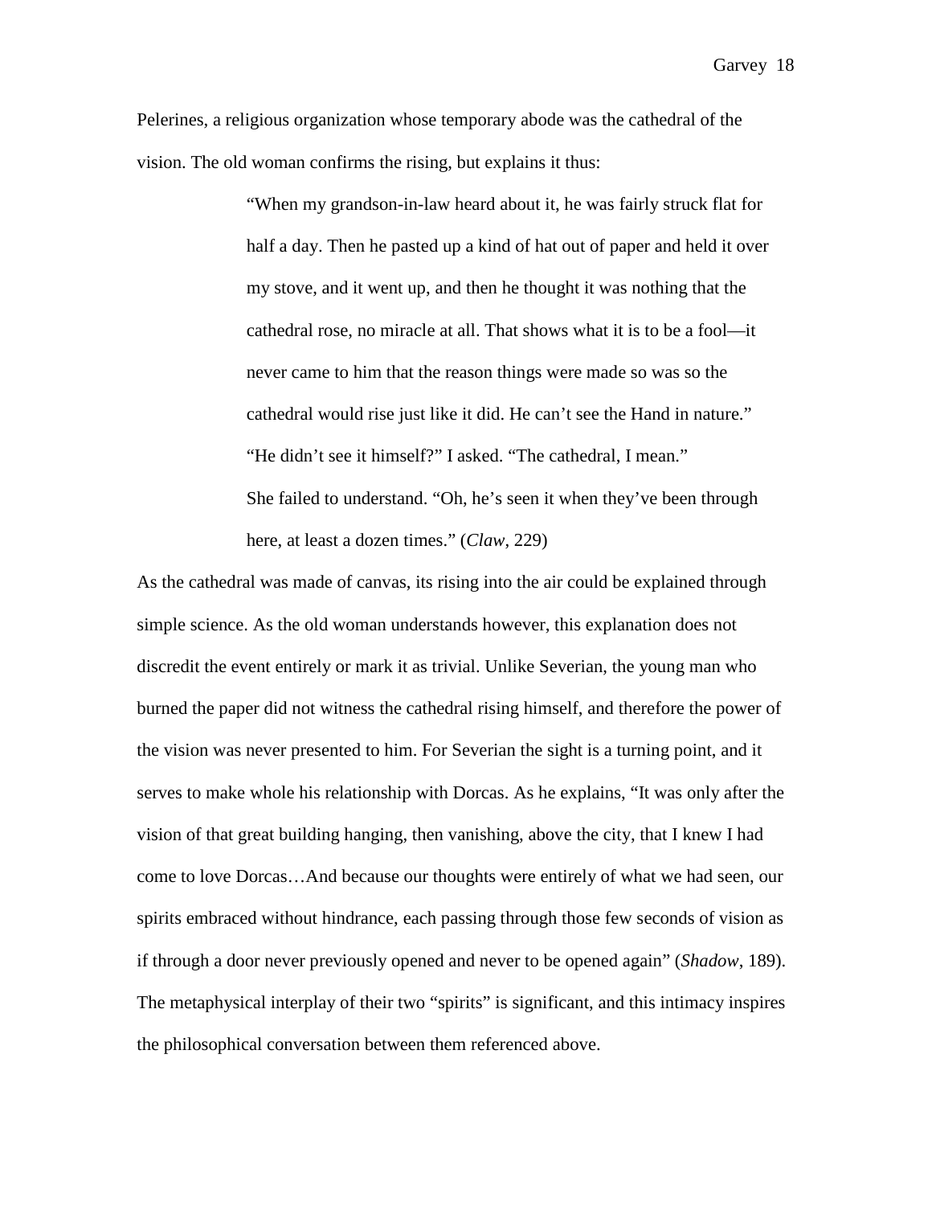Pelerines, a religious organization whose temporary abode was the cathedral of the vision. The old woman confirms the rising, but explains it thus:

> "When my grandson-in-law heard about it, he was fairly struck flat for half a day. Then he pasted up a kind of hat out of paper and held it over my stove, and it went up, and then he thought it was nothing that the cathedral rose, no miracle at all. That shows what it is to be a fool—it never came to him that the reason things were made so was so the cathedral would rise just like it did. He can't see the Hand in nature."
>
> "He didn't see it himself?" I asked. "The cathedral, I mean."
>
> She failed to understand. "Oh, he's seen it when they've been through here, at least a dozen times." (*Claw*, 229)

As the cathedral was made of canvas, its rising into the air could be explained through simple science. As the old woman understands however, this explanation does not discredit the event entirely or mark it as trivial. Unlike Severian, the young man who burned the paper did not witness the cathedral rising himself, and therefore the power of the vision was never presented to him. For Severian the sight is a turning point, and it serves to make whole his relationship with Dorcas. As he explains, "It was only after the vision of that great building hanging, then vanishing, above the city, that I knew I had come to love Dorcas…And because our thoughts were entirely of what we had seen, our spirits embraced without hindrance, each passing through those few seconds of vision as if through a door never previously opened and never to be opened again" (*Shadow*, 189). The metaphysical interplay of their two "spirits" is significant, and this intimacy inspires the philosophical conversation between them referenced above.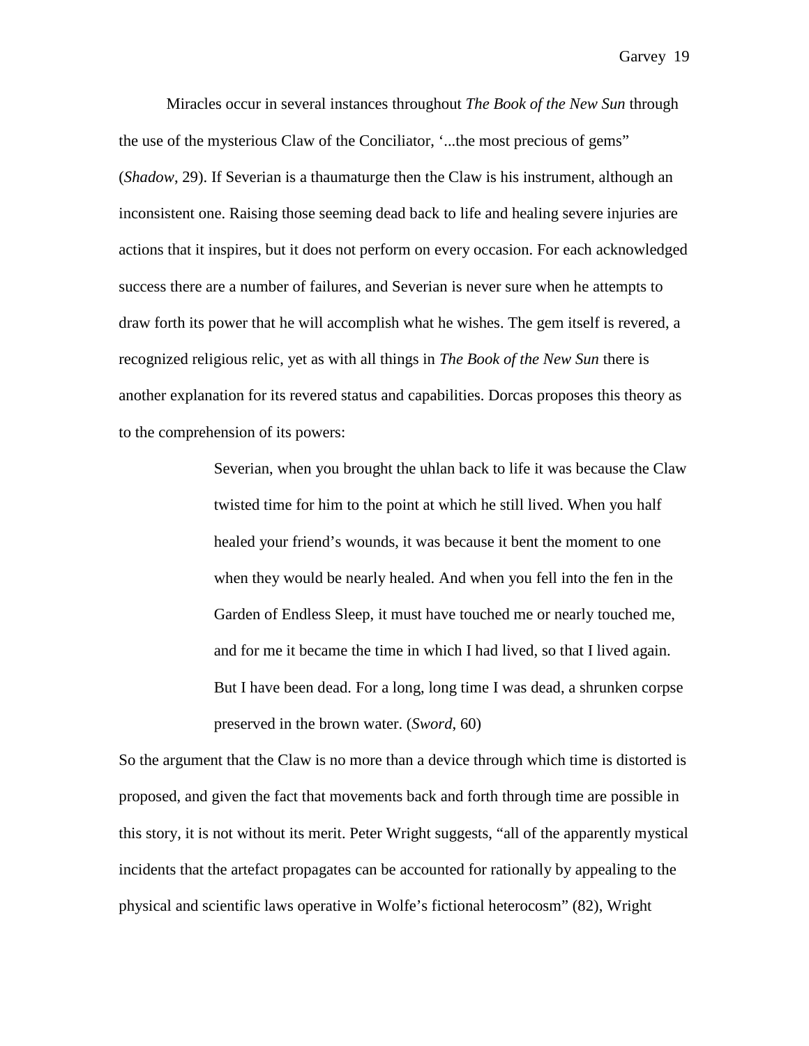Miracles occur in several instances throughout *The Book of the New Sun* through the use of the mysterious Claw of the Conciliator, '...the most precious of gems" (*Shadow*, 29). If Severian is a thaumaturge then the Claw is his instrument, although an inconsistent one. Raising those seeming dead back to life and healing severe injuries are actions that it inspires, but it does not perform on every occasion. For each acknowledged success there are a number of failures, and Severian is never sure when he attempts to draw forth its power that he will accomplish what he wishes. The gem itself is revered, a recognized religious relic, yet as with all things in *The Book of the New Sun* there is another explanation for its revered status and capabilities. Dorcas proposes this theory as to the comprehension of its powers:

> Severian, when you brought the uhlan back to life it was because the Claw twisted time for him to the point at which he still lived. When you half healed your friend's wounds, it was because it bent the moment to one when they would be nearly healed. And when you fell into the fen in the Garden of Endless Sleep, it must have touched me or nearly touched me, and for me it became the time in which I had lived, so that I lived again. But I have been dead. For a long, long time I was dead, a shrunken corpse preserved in the brown water. (*Sword*, 60)

So the argument that the Claw is no more than a device through which time is distorted is proposed, and given the fact that movements back and forth through time are possible in this story, it is not without its merit. Peter Wright suggests, "all of the apparently mystical incidents that the artefact propagates can be accounted for rationally by appealing to the physical and scientific laws operative in Wolfe's fictional heterocosm" (82), Wright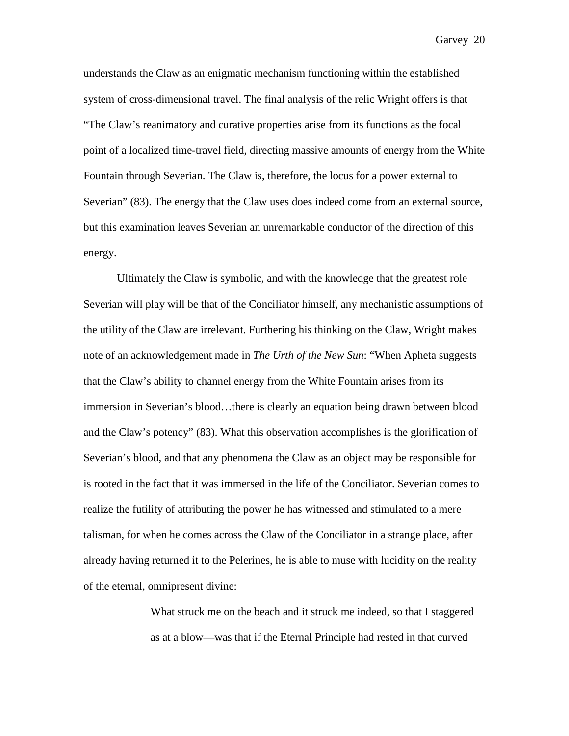understands the Claw as an enigmatic mechanism functioning within the established system of cross-dimensional travel. The final analysis of the relic Wright offers is that "The Claw's reanimatory and curative properties arise from its functions as the focal point of a localized time-travel field, directing massive amounts of energy from the White Fountain through Severian. The Claw is, therefore, the locus for a power external to Severian" (83). The energy that the Claw uses does indeed come from an external source, but this examination leaves Severian an unremarkable conductor of the direction of this energy.

Ultimately the Claw is symbolic, and with the knowledge that the greatest role Severian will play will be that of the Conciliator himself, any mechanistic assumptions of the utility of the Claw are irrelevant. Furthering his thinking on the Claw, Wright makes note of an acknowledgement made in *The Urth of the New Sun*: "When Apheta suggests that the Claw's ability to channel energy from the White Fountain arises from its immersion in Severian's blood…there is clearly an equation being drawn between blood and the Claw's potency" (83). What this observation accomplishes is the glorification of Severian's blood, and that any phenomena the Claw as an object may be responsible for is rooted in the fact that it was immersed in the life of the Conciliator. Severian comes to realize the futility of attributing the power he has witnessed and stimulated to a mere talisman, for when he comes across the Claw of the Conciliator in a strange place, after already having returned it to the Pelerines, he is able to muse with lucidity on the reality of the eternal, omnipresent divine:

> What struck me on the beach and it struck me indeed, so that I staggered as at a blow—was that if the Eternal Principle had rested in that curved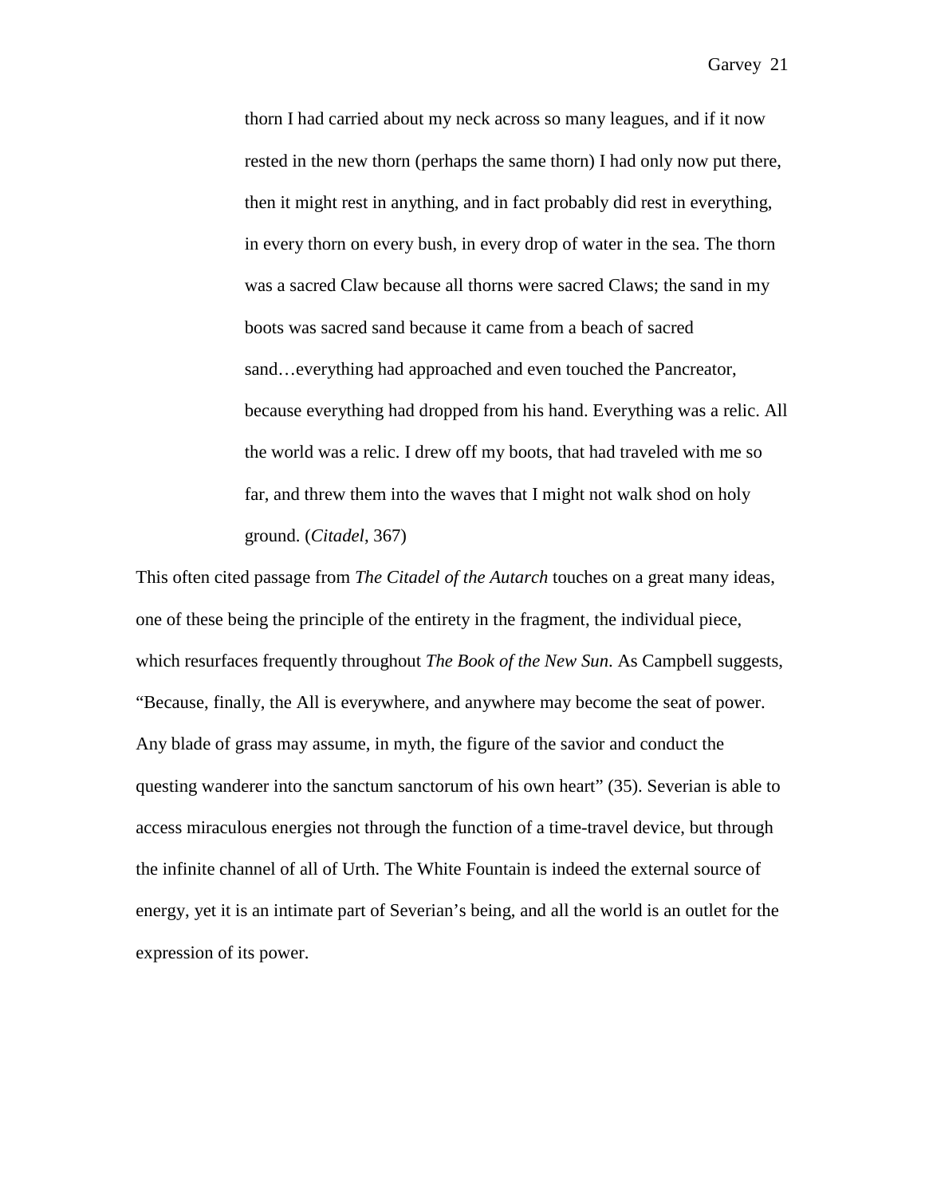> thorn I had carried about my neck across so many leagues, and if it now rested in the new thorn (perhaps the same thorn) I had only now put there, then it might rest in anything, and in fact probably did rest in everything, in every thorn on every bush, in every drop of water in the sea. The thorn was a sacred Claw because all thorns were sacred Claws; the sand in my boots was sacred sand because it came from a beach of sacred sand…everything had approached and even touched the Pancreator, because everything had dropped from his hand. Everything was a relic. All the world was a relic. I drew off my boots, that had traveled with me so far, and threw them into the waves that I might not walk shod on holy ground. (*Citadel*, 367)

This often cited passage from *The Citadel of the Autarch* touches on a great many ideas, one of these being the principle of the entirety in the fragment, the individual piece, which resurfaces frequently throughout *The Book of the New Sun*. As Campbell suggests, "Because, finally, the All is everywhere, and anywhere may become the seat of power. Any blade of grass may assume, in myth, the figure of the savior and conduct the questing wanderer into the sanctum sanctorum of his own heart" (35). Severian is able to access miraculous energies not through the function of a time-travel device, but through the infinite channel of all of Urth. The White Fountain is indeed the external source of energy, yet it is an intimate part of Severian's being, and all the world is an outlet for the expression of its power.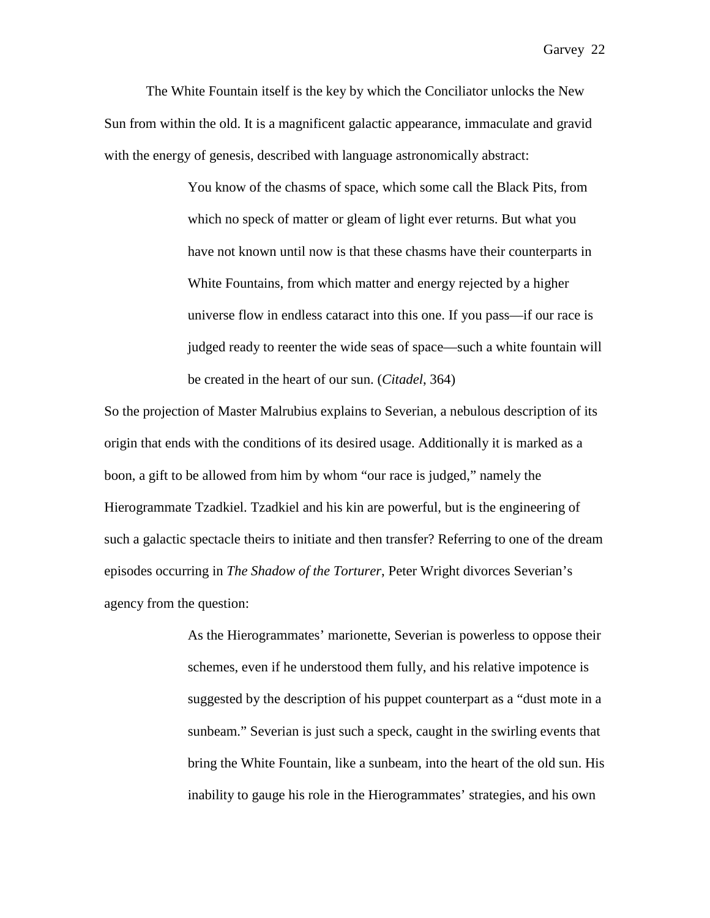The White Fountain itself is the key by which the Conciliator unlocks the New Sun from within the old. It is a magnificent galactic appearance, immaculate and gravid with the energy of genesis, described with language astronomically abstract:

> You know of the chasms of space, which some call the Black Pits, from which no speck of matter or gleam of light ever returns. But what you have not known until now is that these chasms have their counterparts in White Fountains, from which matter and energy rejected by a higher universe flow in endless cataract into this one. If you pass—if our race is judged ready to reenter the wide seas of space—such a white fountain will be created in the heart of our sun. (*Citadel*, 364)

So the projection of Master Malrubius explains to Severian, a nebulous description of its origin that ends with the conditions of its desired usage. Additionally it is marked as a boon, a gift to be allowed from him by whom "our race is judged," namely the Hierogrammate Tzadkiel. Tzadkiel and his kin are powerful, but is the engineering of such a galactic spectacle theirs to initiate and then transfer? Referring to one of the dream episodes occurring in *The Shadow of the Torturer*, Peter Wright divorces Severian's agency from the question:

> As the Hierogrammates' marionette, Severian is powerless to oppose their schemes, even if he understood them fully, and his relative impotence is suggested by the description of his puppet counterpart as a "dust mote in a sunbeam." Severian is just such a speck, caught in the swirling events that bring the White Fountain, like a sunbeam, into the heart of the old sun. His inability to gauge his role in the Hierogrammates' strategies, and his own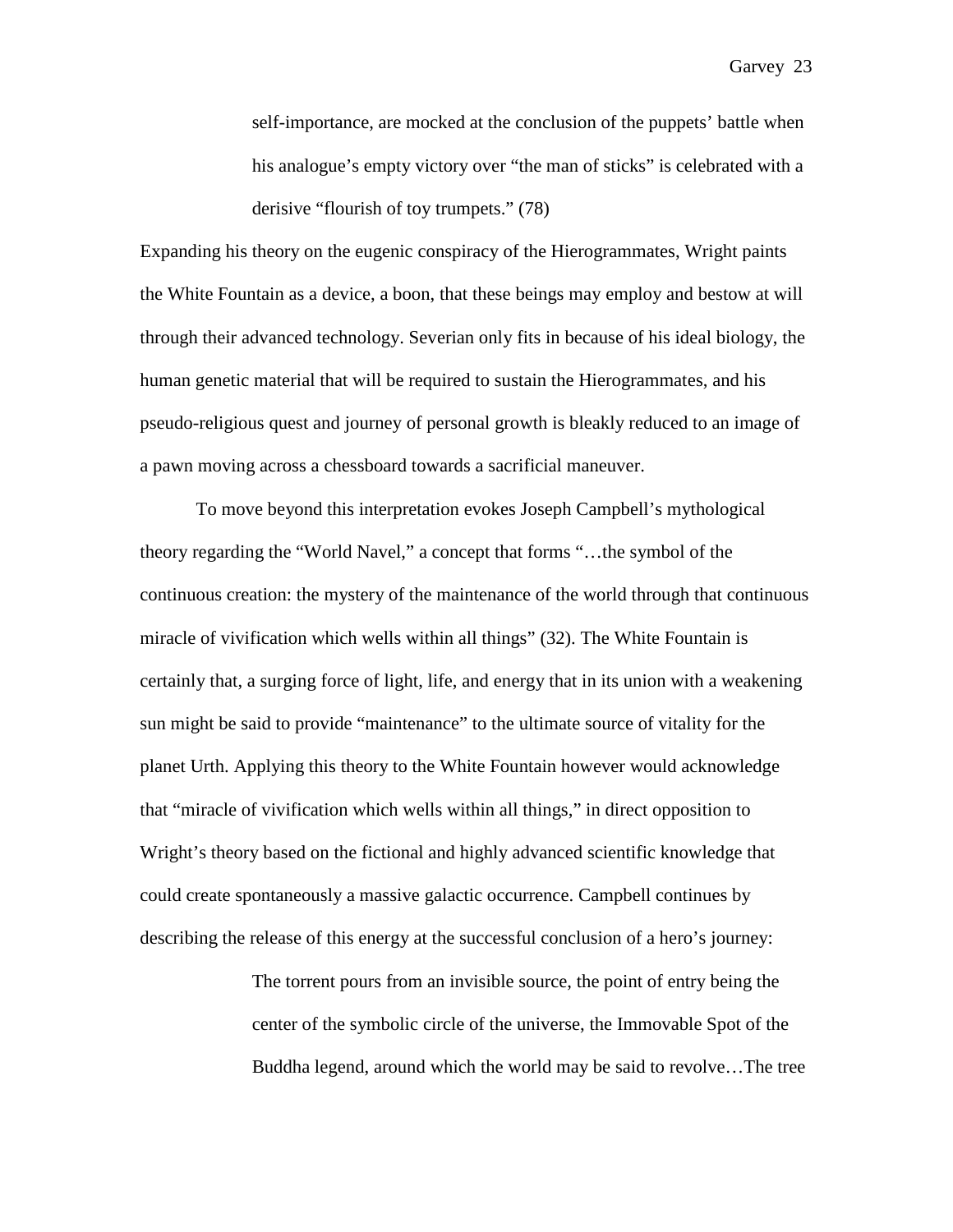> self-importance, are mocked at the conclusion of the puppets' battle when his analogue's empty victory over "the man of sticks" is celebrated with a derisive "flourish of toy trumpets." (78)

Expanding his theory on the eugenic conspiracy of the Hierogrammates, Wright paints the White Fountain as a device, a boon, that these beings may employ and bestow at will through their advanced technology. Severian only fits in because of his ideal biology, the human genetic material that will be required to sustain the Hierogrammates, and his pseudo-religious quest and journey of personal growth is bleakly reduced to an image of a pawn moving across a chessboard towards a sacrificial maneuver.

To move beyond this interpretation evokes Joseph Campbell's mythological theory regarding the "World Navel," a concept that forms "…the symbol of the continuous creation: the mystery of the maintenance of the world through that continuous miracle of vivification which wells within all things" (32). The White Fountain is certainly that, a surging force of light, life, and energy that in its union with a weakening sun might be said to provide "maintenance" to the ultimate source of vitality for the planet Urth. Applying this theory to the White Fountain however would acknowledge that "miracle of vivification which wells within all things," in direct opposition to Wright's theory based on the fictional and highly advanced scientific knowledge that could create spontaneously a massive galactic occurrence. Campbell continues by describing the release of this energy at the successful conclusion of a hero's journey:

> The torrent pours from an invisible source, the point of entry being the center of the symbolic circle of the universe, the Immovable Spot of the Buddha legend, around which the world may be said to revolve…The tree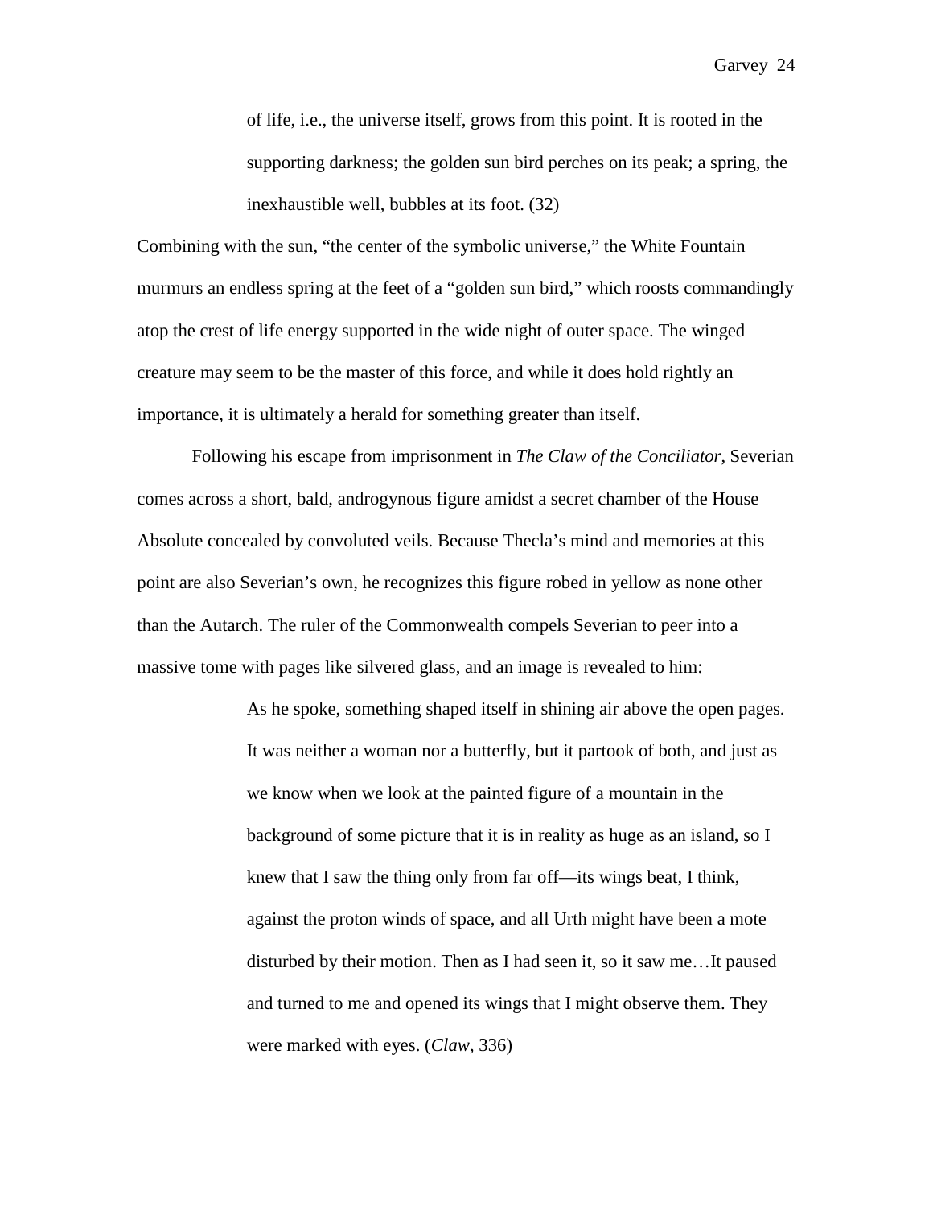> of life, i.e., the universe itself, grows from this point. It is rooted in the supporting darkness; the golden sun bird perches on its peak; a spring, the inexhaustible well, bubbles at its foot. (32)

Combining with the sun, "the center of the symbolic universe," the White Fountain murmurs an endless spring at the feet of a "golden sun bird," which roosts commandingly atop the crest of life energy supported in the wide night of outer space. The winged creature may seem to be the master of this force, and while it does hold rightly an importance, it is ultimately a herald for something greater than itself.

Following his escape from imprisonment in *The Claw of the Conciliator*, Severian comes across a short, bald, androgynous figure amidst a secret chamber of the House Absolute concealed by convoluted veils. Because Thecla's mind and memories at this point are also Severian's own, he recognizes this figure robed in yellow as none other than the Autarch. The ruler of the Commonwealth compels Severian to peer into a massive tome with pages like silvered glass, and an image is revealed to him:

> As he spoke, something shaped itself in shining air above the open pages. It was neither a woman nor a butterfly, but it partook of both, and just as we know when we look at the painted figure of a mountain in the background of some picture that it is in reality as huge as an island, so I knew that I saw the thing only from far off—its wings beat, I think, against the proton winds of space, and all Urth might have been a mote disturbed by their motion. Then as I had seen it, so it saw me…It paused and turned to me and opened its wings that I might observe them. They were marked with eyes. (*Claw*, 336)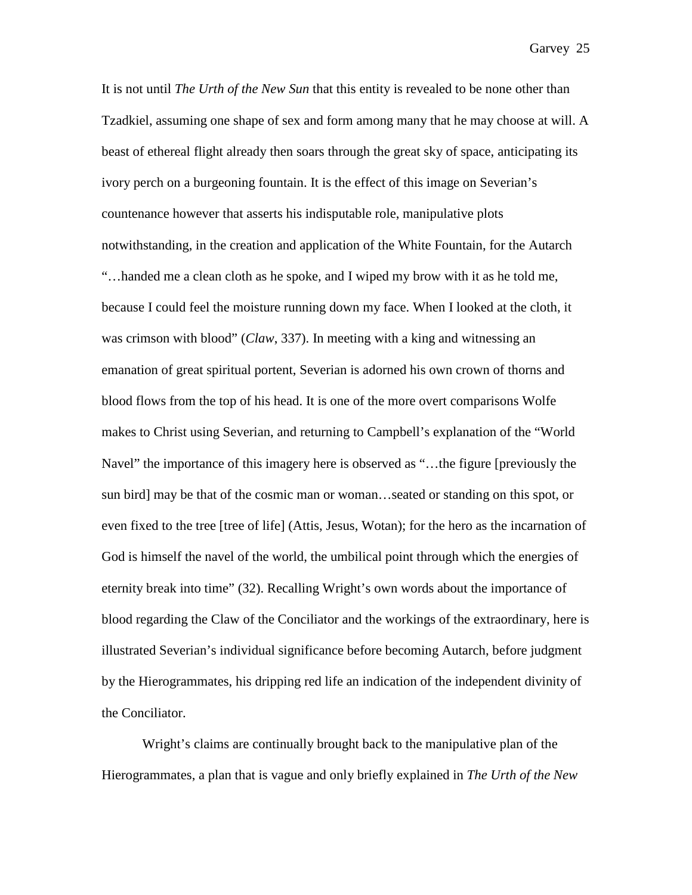It is not until *The Urth of the New Sun* that this entity is revealed to be none other than Tzadkiel, assuming one shape of sex and form among many that he may choose at will. A beast of ethereal flight already then soars through the great sky of space, anticipating its ivory perch on a burgeoning fountain. It is the effect of this image on Severian's countenance however that asserts his indisputable role, manipulative plots notwithstanding, in the creation and application of the White Fountain, for the Autarch "…handed me a clean cloth as he spoke, and I wiped my brow with it as he told me, because I could feel the moisture running down my face. When I looked at the cloth, it was crimson with blood" (*Claw*, 337). In meeting with a king and witnessing an emanation of great spiritual portent, Severian is adorned his own crown of thorns and blood flows from the top of his head. It is one of the more overt comparisons Wolfe makes to Christ using Severian, and returning to Campbell's explanation of the "World Navel" the importance of this imagery here is observed as "…the figure [previously the sun bird] may be that of the cosmic man or woman…seated or standing on this spot, or even fixed to the tree [tree of life] (Attis, Jesus, Wotan); for the hero as the incarnation of God is himself the navel of the world, the umbilical point through which the energies of eternity break into time" (32). Recalling Wright's own words about the importance of blood regarding the Claw of the Conciliator and the workings of the extraordinary, here is illustrated Severian's individual significance before becoming Autarch, before judgment by the Hierogrammates, his dripping red life an indication of the independent divinity of the Conciliator.

Wright's claims are continually brought back to the manipulative plan of the Hierogrammates, a plan that is vague and only briefly explained in *The Urth of the New*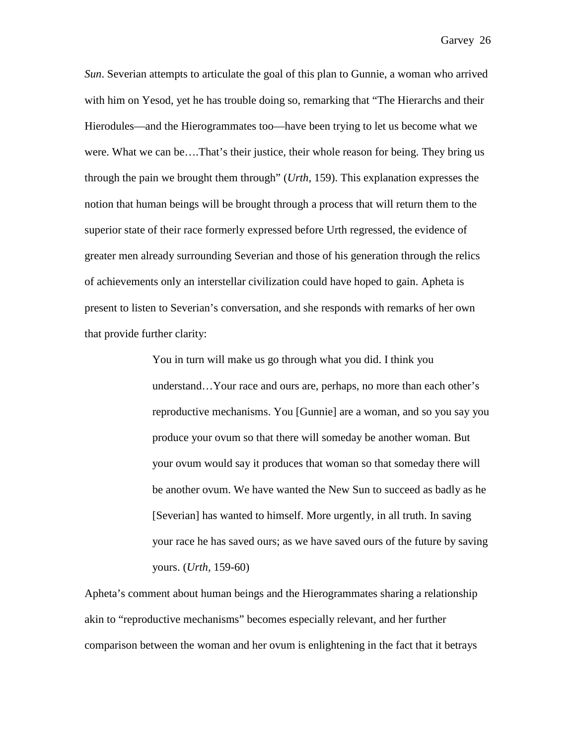*Sun*. Severian attempts to articulate the goal of this plan to Gunnie, a woman who arrived with him on Yesod, yet he has trouble doing so, remarking that "The Hierarchs and their Hierodules—and the Hierogrammates too—have been trying to let us become what we were. What we can be….That's their justice, their whole reason for being. They bring us through the pain we brought them through" (*Urth*, 159). This explanation expresses the notion that human beings will be brought through a process that will return them to the superior state of their race formerly expressed before Urth regressed, the evidence of greater men already surrounding Severian and those of his generation through the relics of achievements only an interstellar civilization could have hoped to gain. Apheta is present to listen to Severian's conversation, and she responds with remarks of her own that provide further clarity:

> You in turn will make us go through what you did. I think you understand…Your race and ours are, perhaps, no more than each other's reproductive mechanisms. You [Gunnie] are a woman, and so you say you produce your ovum so that there will someday be another woman. But your ovum would say it produces that woman so that someday there will be another ovum. We have wanted the New Sun to succeed as badly as he [Severian] has wanted to himself. More urgently, in all truth. In saving your race he has saved ours; as we have saved ours of the future by saving yours. (*Urth*, 159-60)

Apheta's comment about human beings and the Hierogrammates sharing a relationship akin to "reproductive mechanisms" becomes especially relevant, and her further comparison between the woman and her ovum is enlightening in the fact that it betrays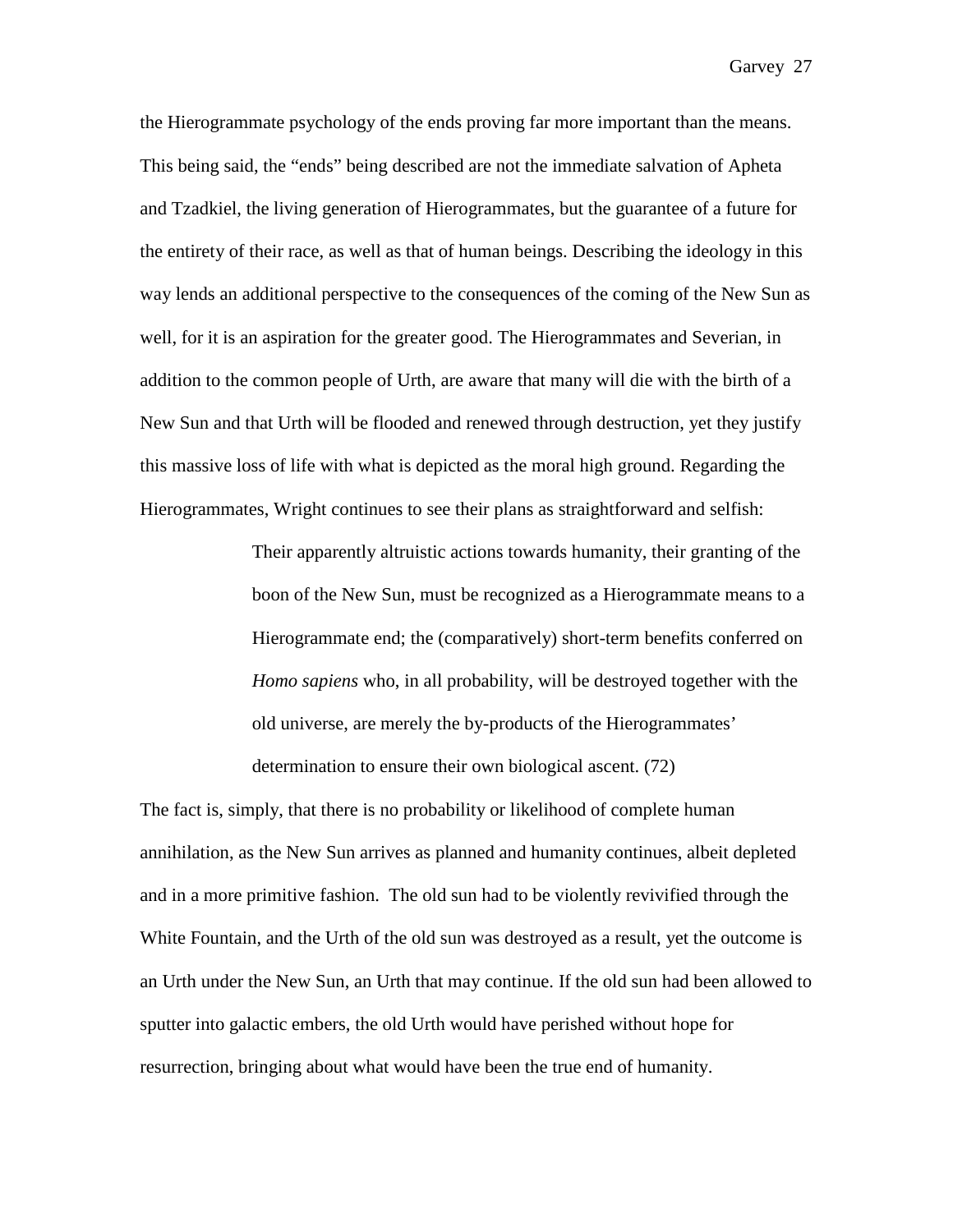the Hierogrammate psychology of the ends proving far more important than the means. This being said, the "ends" being described are not the immediate salvation of Apheta and Tzadkiel, the living generation of Hierogrammates, but the guarantee of a future for the entirety of their race, as well as that of human beings. Describing the ideology in this way lends an additional perspective to the consequences of the coming of the New Sun as well, for it is an aspiration for the greater good. The Hierogrammates and Severian, in addition to the common people of Urth, are aware that many will die with the birth of a New Sun and that Urth will be flooded and renewed through destruction, yet they justify this massive loss of life with what is depicted as the moral high ground. Regarding the Hierogrammates, Wright continues to see their plans as straightforward and selfish:

> Their apparently altruistic actions towards humanity, their granting of the boon of the New Sun, must be recognized as a Hierogrammate means to a Hierogrammate end; the (comparatively) short-term benefits conferred on *Homo sapiens* who, in all probability, will be destroyed together with the old universe, are merely the by-products of the Hierogrammates' determination to ensure their own biological ascent. (72)

The fact is, simply, that there is no probability or likelihood of complete human annihilation, as the New Sun arrives as planned and humanity continues, albeit depleted and in a more primitive fashion. The old sun had to be violently revivified through the White Fountain, and the Urth of the old sun was destroyed as a result, yet the outcome is an Urth under the New Sun, an Urth that may continue. If the old sun had been allowed to sputter into galactic embers, the old Urth would have perished without hope for resurrection, bringing about what would have been the true end of humanity.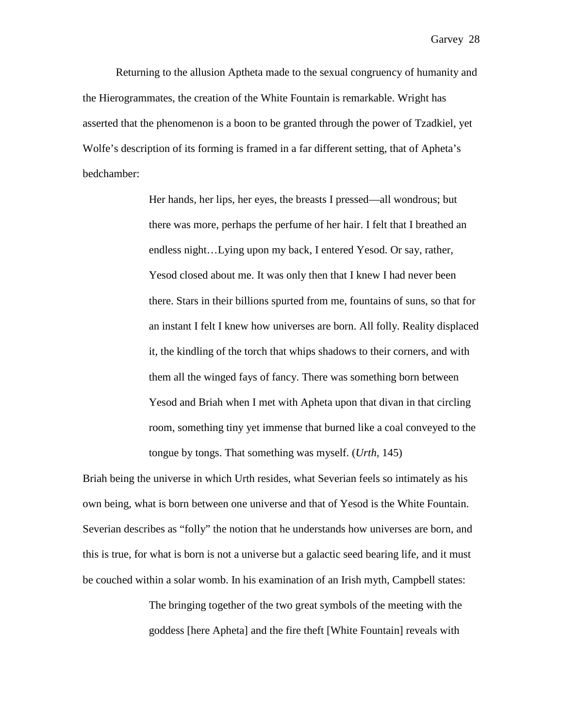Returning to the allusion Aptheta made to the sexual congruency of humanity and the Hierogrammates, the creation of the White Fountain is remarkable. Wright has asserted that the phenomenon is a boon to be granted through the power of Tzadkiel, yet Wolfe's description of its forming is framed in a far different setting, that of Apheta's bedchamber:

> Her hands, her lips, her eyes, the breasts I pressed—all wondrous; but there was more, perhaps the perfume of her hair. I felt that I breathed an endless night…Lying upon my back, I entered Yesod. Or say, rather, Yesod closed about me. It was only then that I knew I had never been there. Stars in their billions spurted from me, fountains of suns, so that for an instant I felt I knew how universes are born. All folly. Reality displaced it, the kindling of the torch that whips shadows to their corners, and with them all the winged fays of fancy. There was something born between Yesod and Briah when I met with Apheta upon that divan in that circling room, something tiny yet immense that burned like a coal conveyed to the tongue by tongs. That something was myself. (*Urth*, 145)

Briah being the universe in which Urth resides, what Severian feels so intimately as his own being, what is born between one universe and that of Yesod is the White Fountain. Severian describes as "folly" the notion that he understands how universes are born, and this is true, for what is born is not a universe but a galactic seed bearing life, and it must be couched within a solar womb. In his examination of an Irish myth, Campbell states:

> The bringing together of the two great symbols of the meeting with the goddess [here Apheta] and the fire theft [White Fountain] reveals with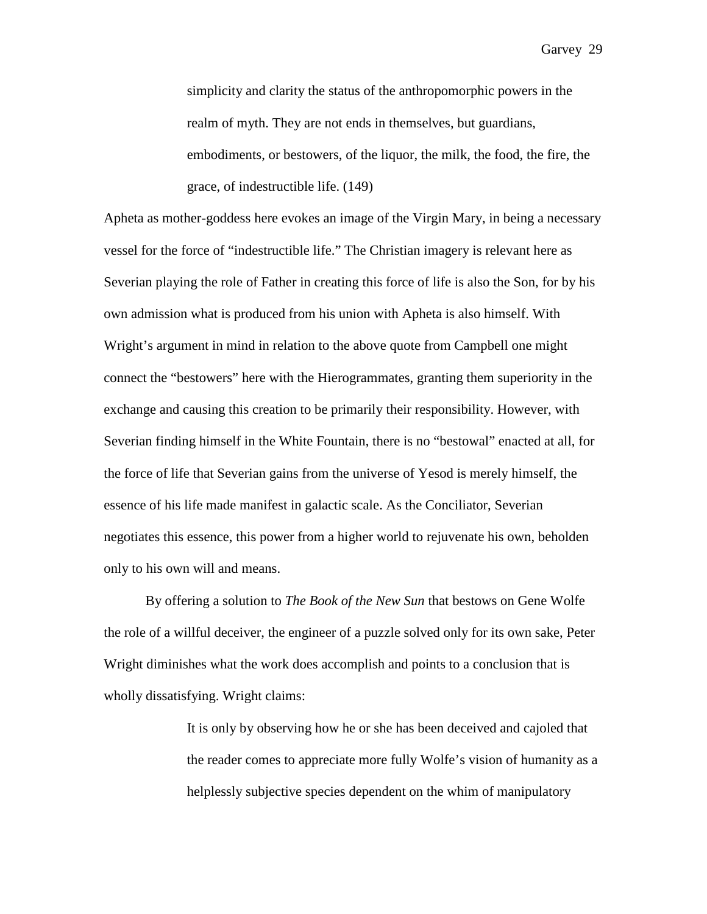> simplicity and clarity the status of the anthropomorphic powers in the realm of myth. They are not ends in themselves, but guardians, embodiments, or bestowers, of the liquor, the milk, the food, the fire, the grace, of indestructible life. (149)

Apheta as mother-goddess here evokes an image of the Virgin Mary, in being a necessary vessel for the force of "indestructible life." The Christian imagery is relevant here as Severian playing the role of Father in creating this force of life is also the Son, for by his own admission what is produced from his union with Apheta is also himself. With Wright's argument in mind in relation to the above quote from Campbell one might connect the "bestowers" here with the Hierogrammates, granting them superiority in the exchange and causing this creation to be primarily their responsibility. However, with Severian finding himself in the White Fountain, there is no "bestowal" enacted at all, for the force of life that Severian gains from the universe of Yesod is merely himself, the essence of his life made manifest in galactic scale. As the Conciliator, Severian negotiates this essence, this power from a higher world to rejuvenate his own, beholden only to his own will and means.

By offering a solution to *The Book of the New Sun* that bestows on Gene Wolfe the role of a willful deceiver, the engineer of a puzzle solved only for its own sake, Peter Wright diminishes what the work does accomplish and points to a conclusion that is wholly dissatisfying. Wright claims:

> It is only by observing how he or she has been deceived and cajoled that the reader comes to appreciate more fully Wolfe's vision of humanity as a helplessly subjective species dependent on the whim of manipulatory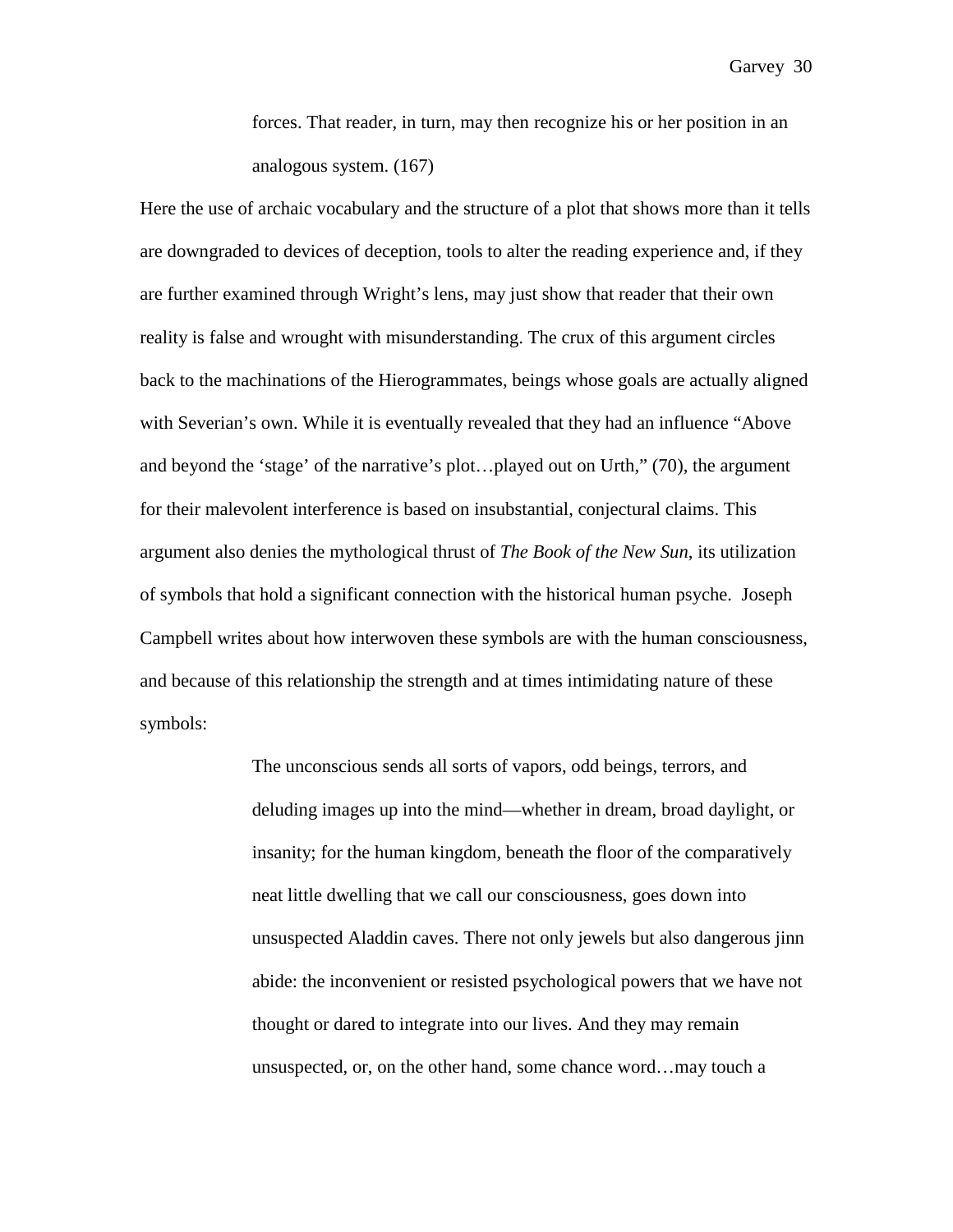> forces. That reader, in turn, may then recognize his or her position in an analogous system. (167)

Here the use of archaic vocabulary and the structure of a plot that shows more than it tells are downgraded to devices of deception, tools to alter the reading experience and, if they are further examined through Wright's lens, may just show that reader that their own reality is false and wrought with misunderstanding. The crux of this argument circles back to the machinations of the Hierogrammates, beings whose goals are actually aligned with Severian's own. While it is eventually revealed that they had an influence "Above and beyond the 'stage' of the narrative's plot…played out on Urth," (70), the argument for their malevolent interference is based on insubstantial, conjectural claims. This argument also denies the mythological thrust of *The Book of the New Sun*, its utilization of symbols that hold a significant connection with the historical human psyche. Joseph Campbell writes about how interwoven these symbols are with the human consciousness, and because of this relationship the strength and at times intimidating nature of these symbols:

> The unconscious sends all sorts of vapors, odd beings, terrors, and deluding images up into the mind—whether in dream, broad daylight, or insanity; for the human kingdom, beneath the floor of the comparatively neat little dwelling that we call our consciousness, goes down into unsuspected Aladdin caves. There not only jewels but also dangerous jinn abide: the inconvenient or resisted psychological powers that we have not thought or dared to integrate into our lives. And they may remain unsuspected, or, on the other hand, some chance word…may touch a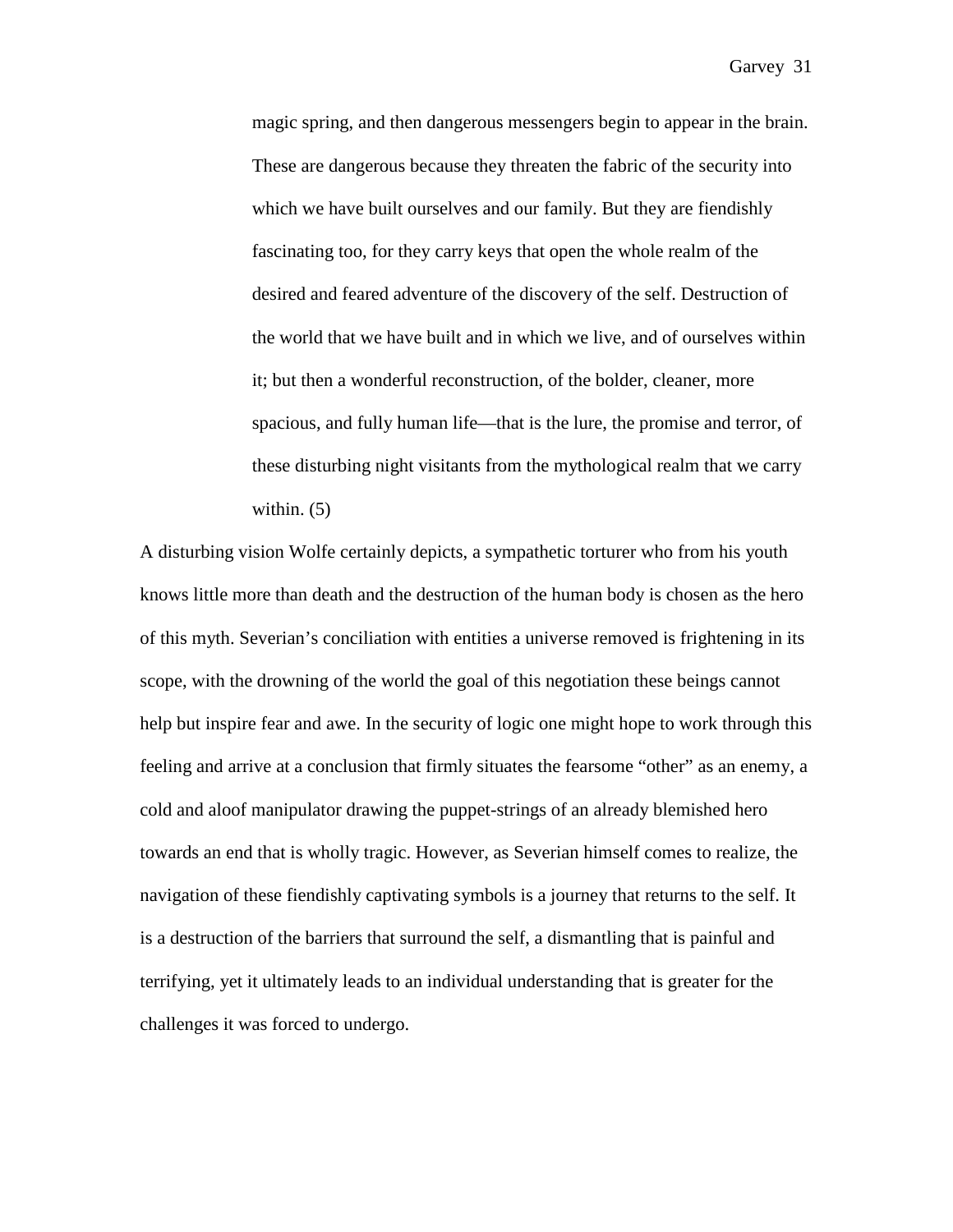> magic spring, and then dangerous messengers begin to appear in the brain. These are dangerous because they threaten the fabric of the security into which we have built ourselves and our family. But they are fiendishly fascinating too, for they carry keys that open the whole realm of the desired and feared adventure of the discovery of the self. Destruction of the world that we have built and in which we live, and of ourselves within it; but then a wonderful reconstruction, of the bolder, cleaner, more spacious, and fully human life—that is the lure, the promise and terror, of these disturbing night visitants from the mythological realm that we carry within. (5)

A disturbing vision Wolfe certainly depicts, a sympathetic torturer who from his youth knows little more than death and the destruction of the human body is chosen as the hero of this myth. Severian's conciliation with entities a universe removed is frightening in its scope, with the drowning of the world the goal of this negotiation these beings cannot help but inspire fear and awe. In the security of logic one might hope to work through this feeling and arrive at a conclusion that firmly situates the fearsome "other" as an enemy, a cold and aloof manipulator drawing the puppet-strings of an already blemished hero towards an end that is wholly tragic. However, as Severian himself comes to realize, the navigation of these fiendishly captivating symbols is a journey that returns to the self. It is a destruction of the barriers that surround the self, a dismantling that is painful and terrifying, yet it ultimately leads to an individual understanding that is greater for the challenges it was forced to undergo.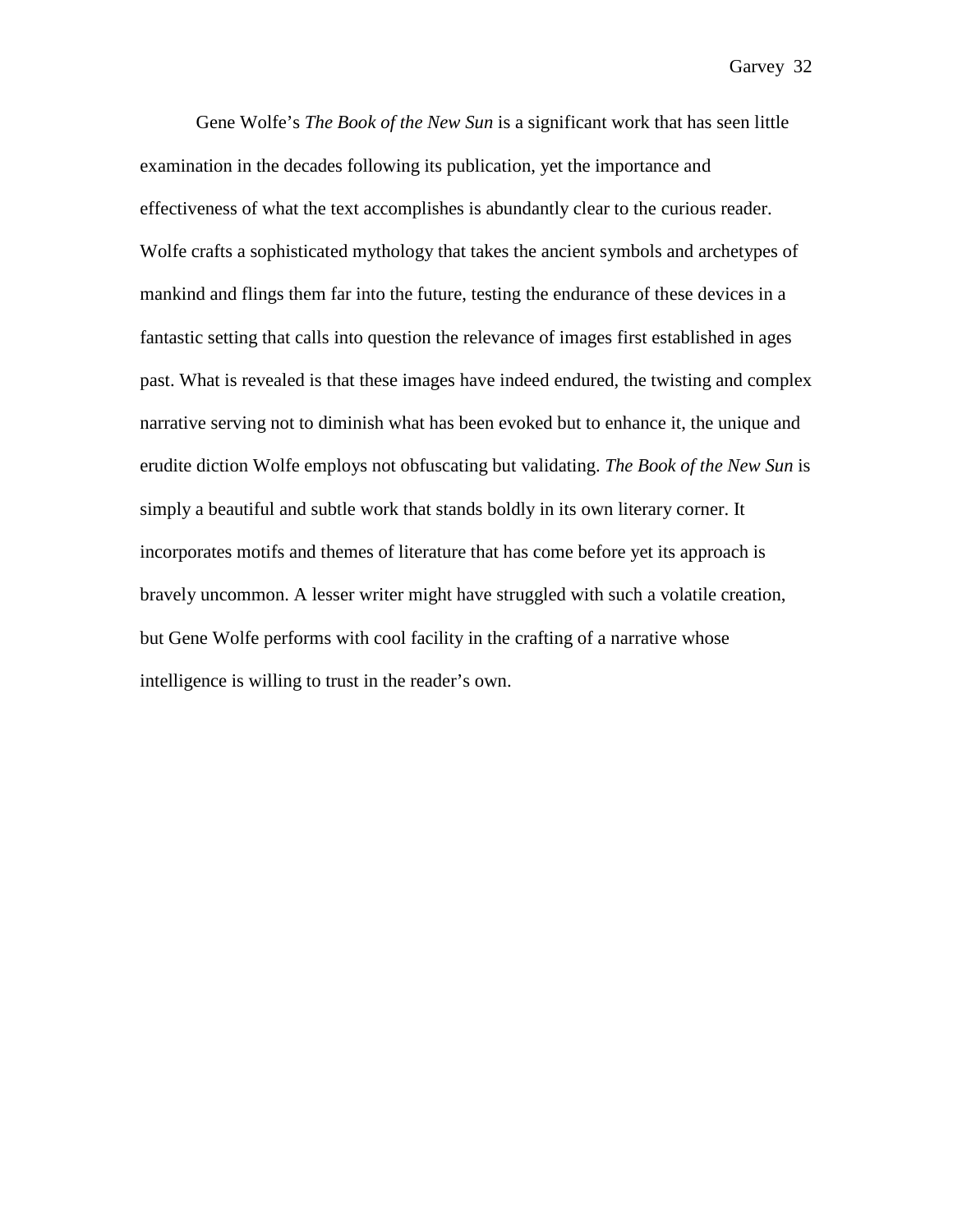Gene Wolfe's *The Book of the New Sun* is a significant work that has seen little examination in the decades following its publication, yet the importance and effectiveness of what the text accomplishes is abundantly clear to the curious reader. Wolfe crafts a sophisticated mythology that takes the ancient symbols and archetypes of mankind and flings them far into the future, testing the endurance of these devices in a fantastic setting that calls into question the relevance of images first established in ages past. What is revealed is that these images have indeed endured, the twisting and complex narrative serving not to diminish what has been evoked but to enhance it, the unique and erudite diction Wolfe employs not obfuscating but validating. *The Book of the New Sun* is simply a beautiful and subtle work that stands boldly in its own literary corner. It incorporates motifs and themes of literature that has come before yet its approach is bravely uncommon. A lesser writer might have struggled with such a volatile creation, but Gene Wolfe performs with cool facility in the crafting of a narrative whose intelligence is willing to trust in the reader's own.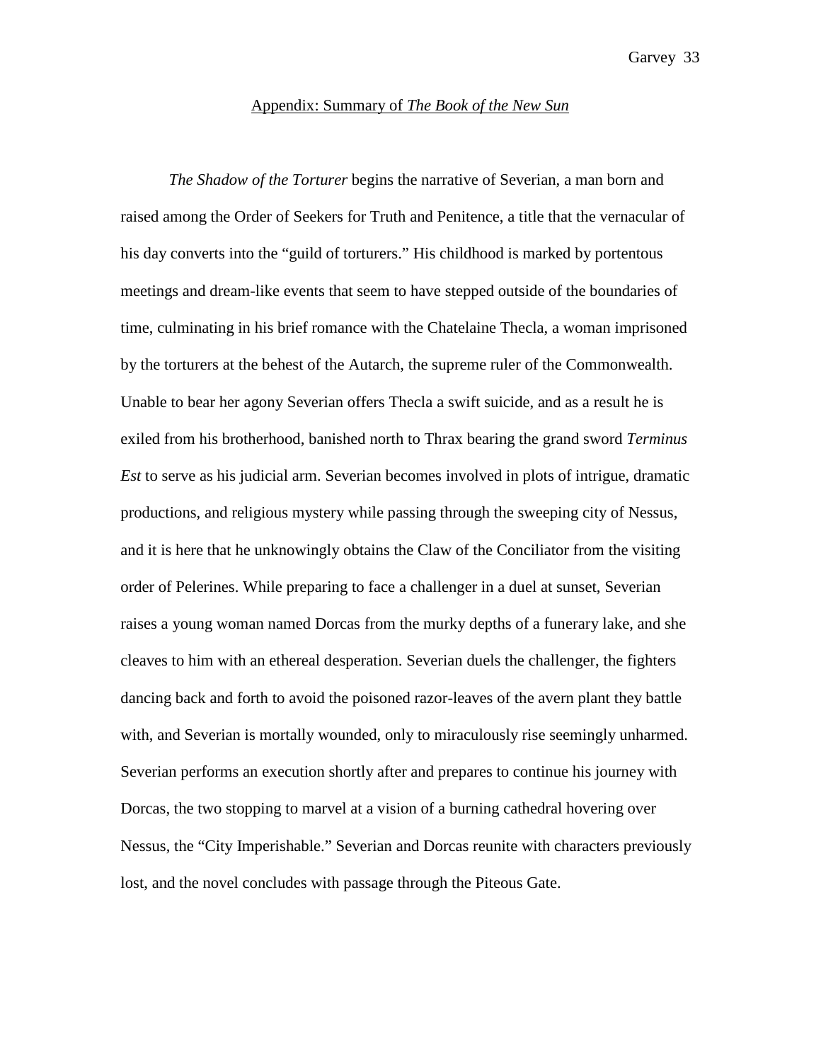## Appendix: Summary of *The Book of the New Sun*

*The Shadow of the Torturer* begins the narrative of Severian, a man born and raised among the Order of Seekers for Truth and Penitence, a title that the vernacular of his day converts into the "guild of torturers." His childhood is marked by portentous meetings and dream-like events that seem to have stepped outside of the boundaries of time, culminating in his brief romance with the Chatelaine Thecla, a woman imprisoned by the torturers at the behest of the Autarch, the supreme ruler of the Commonwealth. Unable to bear her agony Severian offers Thecla a swift suicide, and as a result he is exiled from his brotherhood, banished north to Thrax bearing the grand sword *Terminus Est* to serve as his judicial arm. Severian becomes involved in plots of intrigue, dramatic productions, and religious mystery while passing through the sweeping city of Nessus, and it is here that he unknowingly obtains the Claw of the Conciliator from the visiting order of Pelerines. While preparing to face a challenger in a duel at sunset, Severian raises a young woman named Dorcas from the murky depths of a funerary lake, and she cleaves to him with an ethereal desperation. Severian duels the challenger, the fighters dancing back and forth to avoid the poisoned razor-leaves of the avern plant they battle with, and Severian is mortally wounded, only to miraculously rise seemingly unharmed. Severian performs an execution shortly after and prepares to continue his journey with Dorcas, the two stopping to marvel at a vision of a burning cathedral hovering over Nessus, the "City Imperishable." Severian and Dorcas reunite with characters previously lost, and the novel concludes with passage through the Piteous Gate.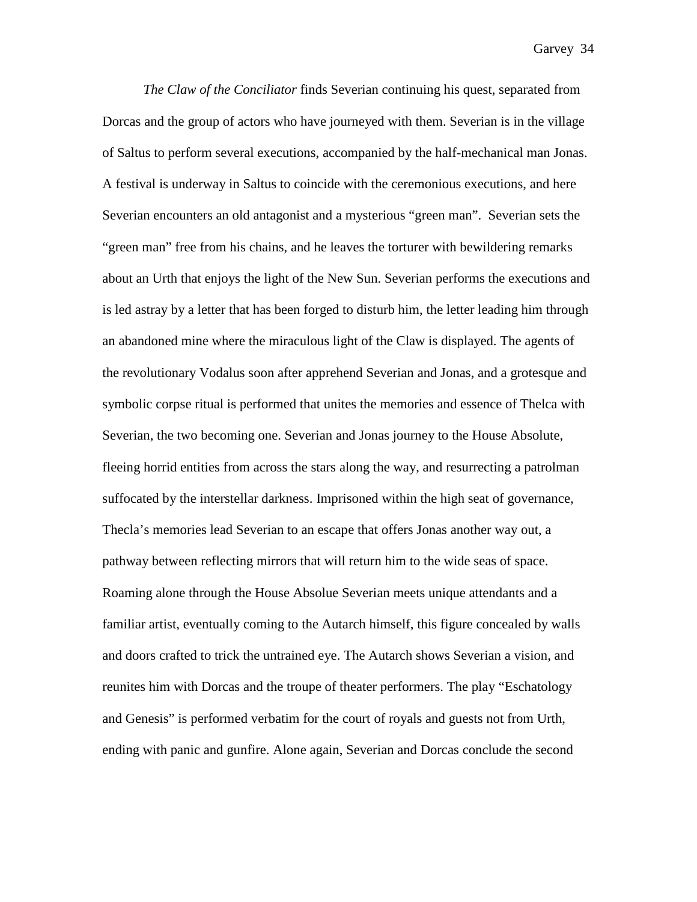*The Claw of the Conciliator* finds Severian continuing his quest, separated from Dorcas and the group of actors who have journeyed with them. Severian is in the village of Saltus to perform several executions, accompanied by the half-mechanical man Jonas. A festival is underway in Saltus to coincide with the ceremonious executions, and here Severian encounters an old antagonist and a mysterious "green man". Severian sets the "green man" free from his chains, and he leaves the torturer with bewildering remarks about an Urth that enjoys the light of the New Sun. Severian performs the executions and is led astray by a letter that has been forged to disturb him, the letter leading him through an abandoned mine where the miraculous light of the Claw is displayed. The agents of the revolutionary Vodalus soon after apprehend Severian and Jonas, and a grotesque and symbolic corpse ritual is performed that unites the memories and essence of Thelca with Severian, the two becoming one. Severian and Jonas journey to the House Absolute, fleeing horrid entities from across the stars along the way, and resurrecting a patrolman suffocated by the interstellar darkness. Imprisoned within the high seat of governance, Thecla's memories lead Severian to an escape that offers Jonas another way out, a pathway between reflecting mirrors that will return him to the wide seas of space. Roaming alone through the House Absolue Severian meets unique attendants and a familiar artist, eventually coming to the Autarch himself, this figure concealed by walls and doors crafted to trick the untrained eye. The Autarch shows Severian a vision, and reunites him with Dorcas and the troupe of theater performers. The play "Eschatology and Genesis" is performed verbatim for the court of royals and guests not from Urth, ending with panic and gunfire. Alone again, Severian and Dorcas conclude the second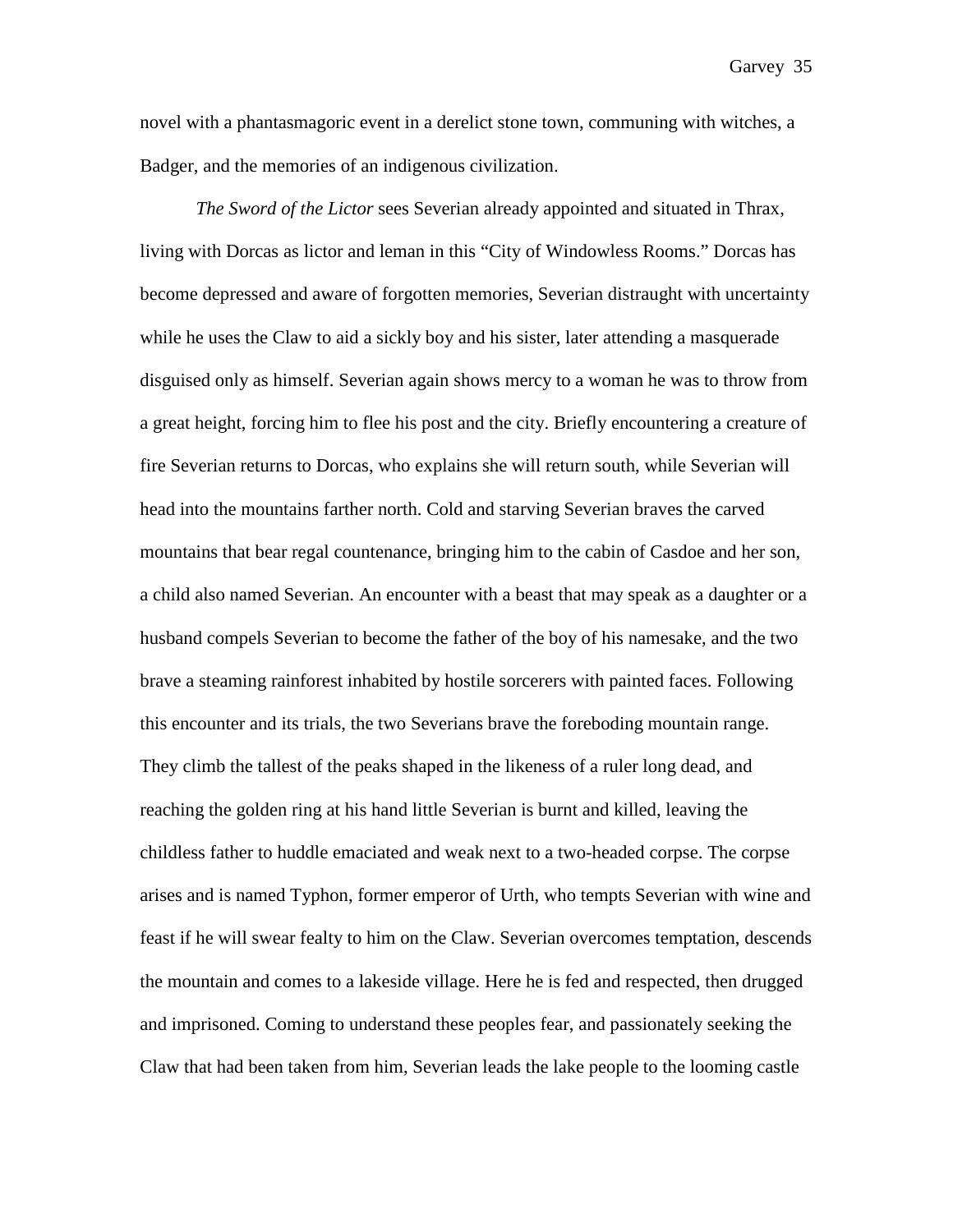novel with a phantasmagoric event in a derelict stone town, communing with witches, a Badger, and the memories of an indigenous civilization.

*The Sword of the Lictor* sees Severian already appointed and situated in Thrax, living with Dorcas as lictor and leman in this "City of Windowless Rooms." Dorcas has become depressed and aware of forgotten memories, Severian distraught with uncertainty while he uses the Claw to aid a sickly boy and his sister, later attending a masquerade disguised only as himself. Severian again shows mercy to a woman he was to throw from a great height, forcing him to flee his post and the city. Briefly encountering a creature of fire Severian returns to Dorcas, who explains she will return south, while Severian will head into the mountains farther north. Cold and starving Severian braves the carved mountains that bear regal countenance, bringing him to the cabin of Casdoe and her son, a child also named Severian. An encounter with a beast that may speak as a daughter or a husband compels Severian to become the father of the boy of his namesake, and the two brave a steaming rainforest inhabited by hostile sorcerers with painted faces. Following this encounter and its trials, the two Severians brave the foreboding mountain range. They climb the tallest of the peaks shaped in the likeness of a ruler long dead, and reaching the golden ring at his hand little Severian is burnt and killed, leaving the childless father to huddle emaciated and weak next to a two-headed corpse. The corpse arises and is named Typhon, former emperor of Urth, who tempts Severian with wine and feast if he will swear fealty to him on the Claw. Severian overcomes temptation, descends the mountain and comes to a lakeside village. Here he is fed and respected, then drugged and imprisoned. Coming to understand these peoples fear, and passionately seeking the Claw that had been taken from him, Severian leads the lake people to the looming castle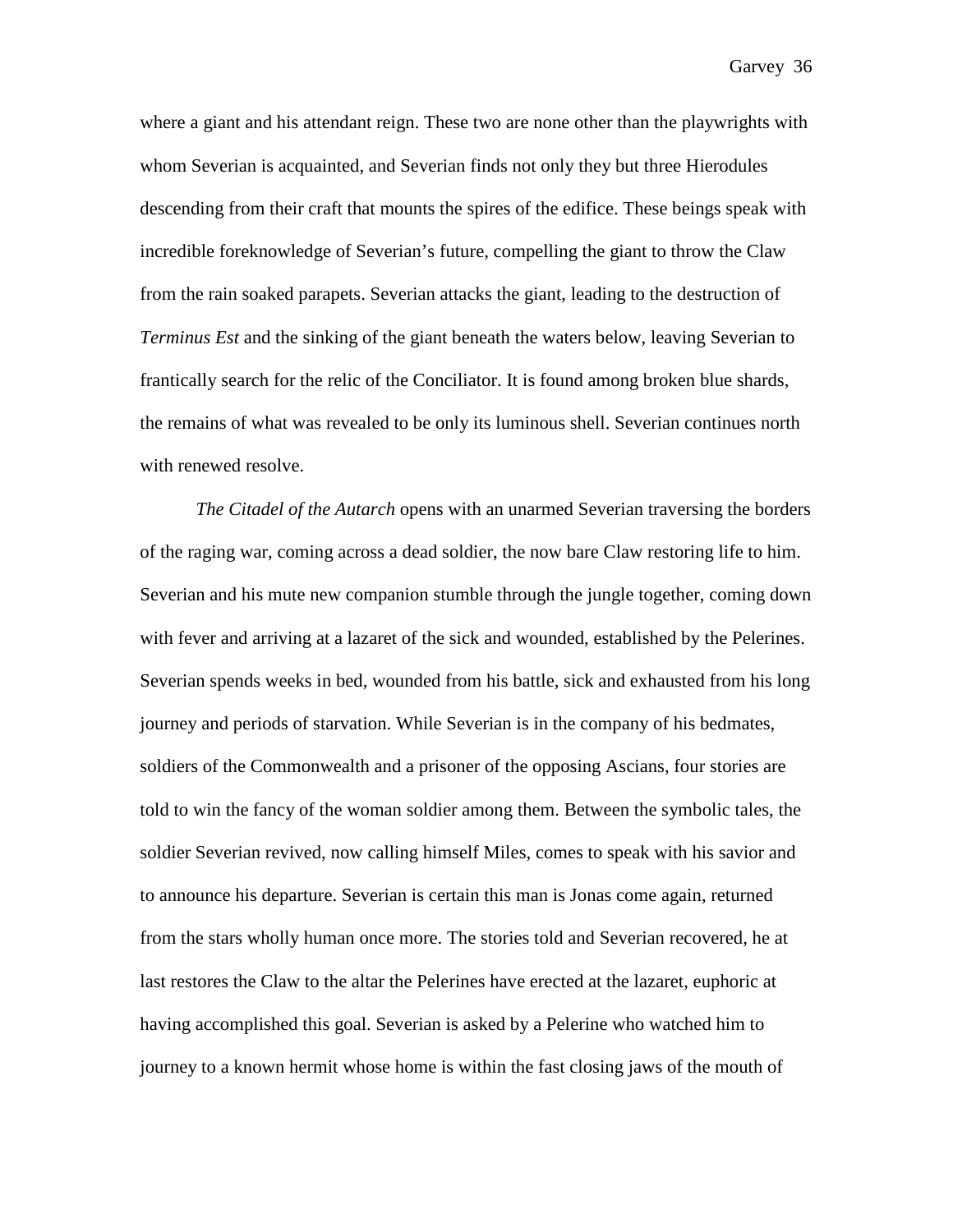where a giant and his attendant reign. These two are none other than the playwrights with whom Severian is acquainted, and Severian finds not only they but three Hierodules descending from their craft that mounts the spires of the edifice. These beings speak with incredible foreknowledge of Severian's future, compelling the giant to throw the Claw from the rain soaked parapets. Severian attacks the giant, leading to the destruction of *Terminus Est* and the sinking of the giant beneath the waters below, leaving Severian to frantically search for the relic of the Conciliator. It is found among broken blue shards, the remains of what was revealed to be only its luminous shell. Severian continues north with renewed resolve.

*The Citadel of the Autarch* opens with an unarmed Severian traversing the borders of the raging war, coming across a dead soldier, the now bare Claw restoring life to him. Severian and his mute new companion stumble through the jungle together, coming down with fever and arriving at a lazaret of the sick and wounded, established by the Pelerines. Severian spends weeks in bed, wounded from his battle, sick and exhausted from his long journey and periods of starvation. While Severian is in the company of his bedmates, soldiers of the Commonwealth and a prisoner of the opposing Ascians, four stories are told to win the fancy of the woman soldier among them. Between the symbolic tales, the soldier Severian revived, now calling himself Miles, comes to speak with his savior and to announce his departure. Severian is certain this man is Jonas come again, returned from the stars wholly human once more. The stories told and Severian recovered, he at last restores the Claw to the altar the Pelerines have erected at the lazaret, euphoric at having accomplished this goal. Severian is asked by a Pelerine who watched him to journey to a known hermit whose home is within the fast closing jaws of the mouth of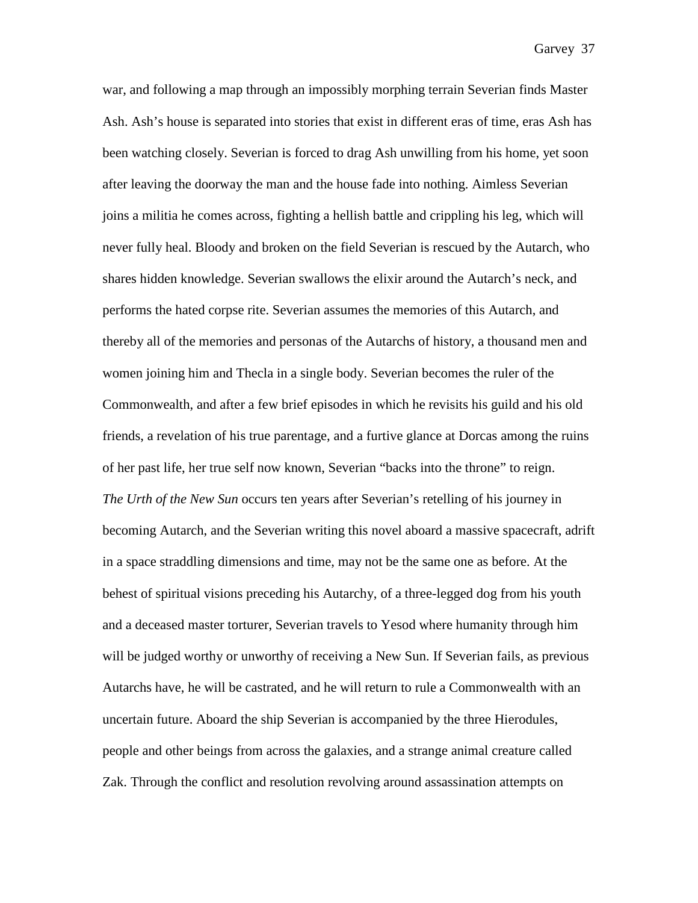war, and following a map through an impossibly morphing terrain Severian finds Master Ash. Ash's house is separated into stories that exist in different eras of time, eras Ash has been watching closely. Severian is forced to drag Ash unwilling from his home, yet soon after leaving the doorway the man and the house fade into nothing. Aimless Severian joins a militia he comes across, fighting a hellish battle and crippling his leg, which will never fully heal. Bloody and broken on the field Severian is rescued by the Autarch, who shares hidden knowledge. Severian swallows the elixir around the Autarch's neck, and performs the hated corpse rite. Severian assumes the memories of this Autarch, and thereby all of the memories and personas of the Autarchs of history, a thousand men and women joining him and Thecla in a single body. Severian becomes the ruler of the Commonwealth, and after a few brief episodes in which he revisits his guild and his old friends, a revelation of his true parentage, and a furtive glance at Dorcas among the ruins of her past life, her true self now known, Severian "backs into the throne" to reign.

*The Urth of the New Sun* occurs ten years after Severian's retelling of his journey in becoming Autarch, and the Severian writing this novel aboard a massive spacecraft, adrift in a space straddling dimensions and time, may not be the same one as before. At the behest of spiritual visions preceding his Autarchy, of a three-legged dog from his youth and a deceased master torturer, Severian travels to Yesod where humanity through him will be judged worthy or unworthy of receiving a New Sun. If Severian fails, as previous Autarchs have, he will be castrated, and he will return to rule a Commonwealth with an uncertain future. Aboard the ship Severian is accompanied by the three Hierodules, people and other beings from across the galaxies, and a strange animal creature called Zak. Through the conflict and resolution revolving around assassination attempts on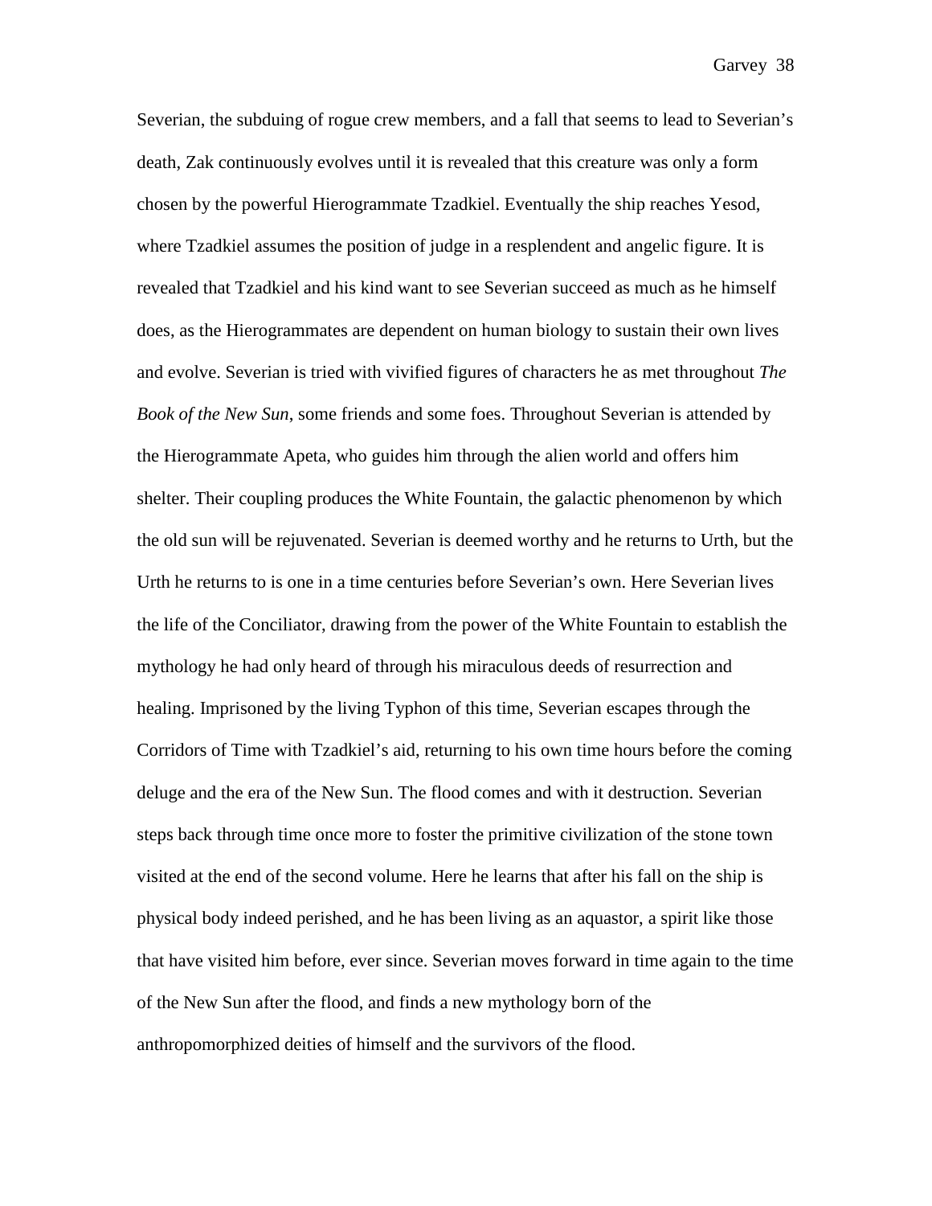Severian, the subduing of rogue crew members, and a fall that seems to lead to Severian's death, Zak continuously evolves until it is revealed that this creature was only a form chosen by the powerful Hierogrammate Tzadkiel. Eventually the ship reaches Yesod, where Tzadkiel assumes the position of judge in a resplendent and angelic figure. It is revealed that Tzadkiel and his kind want to see Severian succeed as much as he himself does, as the Hierogrammates are dependent on human biology to sustain their own lives and evolve. Severian is tried with vivified figures of characters he as met throughout *The Book of the New Sun*, some friends and some foes. Throughout Severian is attended by the Hierogrammate Apeta, who guides him through the alien world and offers him shelter. Their coupling produces the White Fountain, the galactic phenomenon by which the old sun will be rejuvenated. Severian is deemed worthy and he returns to Urth, but the Urth he returns to is one in a time centuries before Severian's own. Here Severian lives the life of the Conciliator, drawing from the power of the White Fountain to establish the mythology he had only heard of through his miraculous deeds of resurrection and healing. Imprisoned by the living Typhon of this time, Severian escapes through the Corridors of Time with Tzadkiel's aid, returning to his own time hours before the coming deluge and the era of the New Sun. The flood comes and with it destruction. Severian steps back through time once more to foster the primitive civilization of the stone town visited at the end of the second volume. Here he learns that after his fall on the ship is physical body indeed perished, and he has been living as an aquastor, a spirit like those that have visited him before, ever since. Severian moves forward in time again to the time of the New Sun after the flood, and finds a new mythology born of the anthropomorphized deities of himself and the survivors of the flood.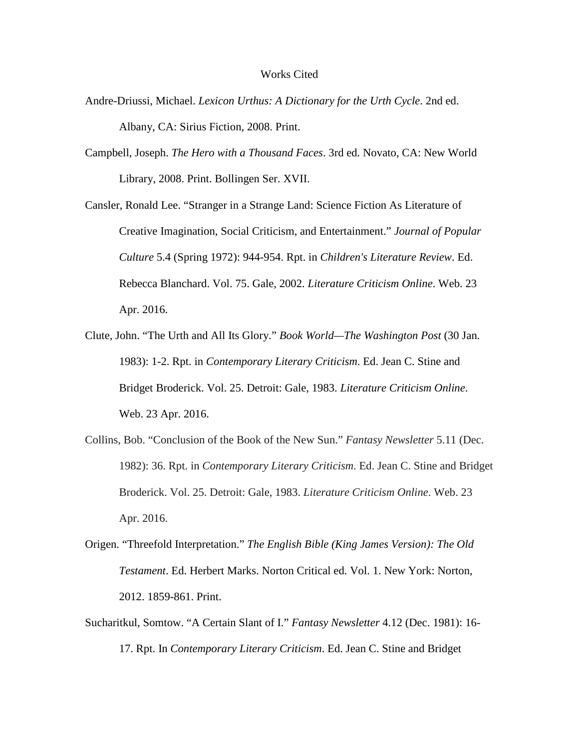# Works Cited

Andre-Driussi, Michael. *Lexicon Urthus: A Dictionary for the Urth Cycle*. 2nd ed. Albany, CA: Sirius Fiction, 2008. Print.

Campbell, Joseph. *The Hero with a Thousand Faces*. 3rd ed. Novato, CA: New World Library, 2008. Print. Bollingen Ser. XVII.

Cansler, Ronald Lee. "Stranger in a Strange Land: Science Fiction As Literature of Creative Imagination, Social Criticism, and Entertainment." *Journal of Popular Culture* 5.4 (Spring 1972): 944-954. Rpt. in *Children's Literature Review*. Ed. Rebecca Blanchard. Vol. 75. Gale, 2002. *Literature Criticism Online*. Web. 23 Apr. 2016.

Clute, John. "The Urth and All Its Glory." *Book World—The Washington Post* (30 Jan. 1983): 1-2. Rpt. in *Contemporary Literary Criticism*. Ed. Jean C. Stine and Bridget Broderick. Vol. 25. Detroit: Gale, 1983. *Literature Criticism Online*. Web. 23 Apr. 2016.

Collins, Bob. "Conclusion of the Book of the New Sun." *Fantasy Newsletter* 5.11 (Dec. 1982): 36. Rpt. in *Contemporary Literary Criticism*. Ed. Jean C. Stine and Bridget Broderick. Vol. 25. Detroit: Gale, 1983. *Literature Criticism Online*. Web. 23 Apr. 2016.

Origen. "Threefold Interpretation." *The English Bible (King James Version): The Old Testament*. Ed. Herbert Marks. Norton Critical ed. Vol. 1. New York: Norton, 2012. 1859-861. Print.

Sucharitkul, Somtow. "A Certain Slant of I." *Fantasy Newsletter* 4.12 (Dec. 1981): 16-17. Rpt. In *Contemporary Literary Criticism*. Ed. Jean C. Stine and Bridget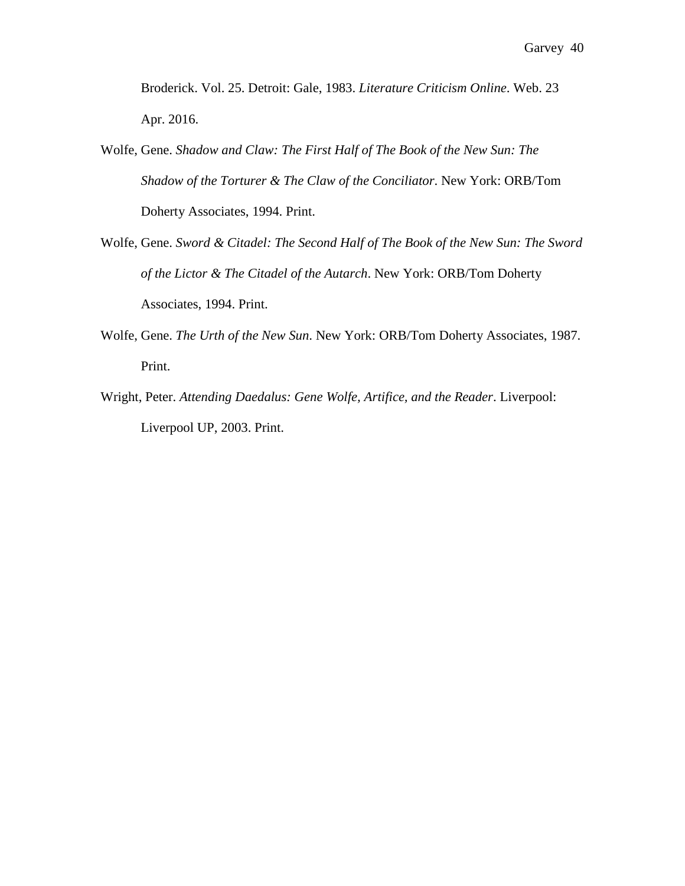Broderick. Vol. 25. Detroit: Gale, 1983. *Literature Criticism Online*. Web. 23 Apr. 2016.

Wolfe, Gene. *Shadow and Claw: The First Half of The Book of the New Sun: The Shadow of the Torturer & The Claw of the Conciliator*. New York: ORB/Tom Doherty Associates, 1994. Print.

Wolfe, Gene. *Sword & Citadel: The Second Half of The Book of the New Sun: The Sword of the Lictor & The Citadel of the Autarch*. New York: ORB/Tom Doherty Associates, 1994. Print.

Wolfe, Gene. *The Urth of the New Sun*. New York: ORB/Tom Doherty Associates, 1987. Print.

Wright, Peter. *Attending Daedalus: Gene Wolfe, Artifice, and the Reader*. Liverpool: Liverpool UP, 2003. Print.